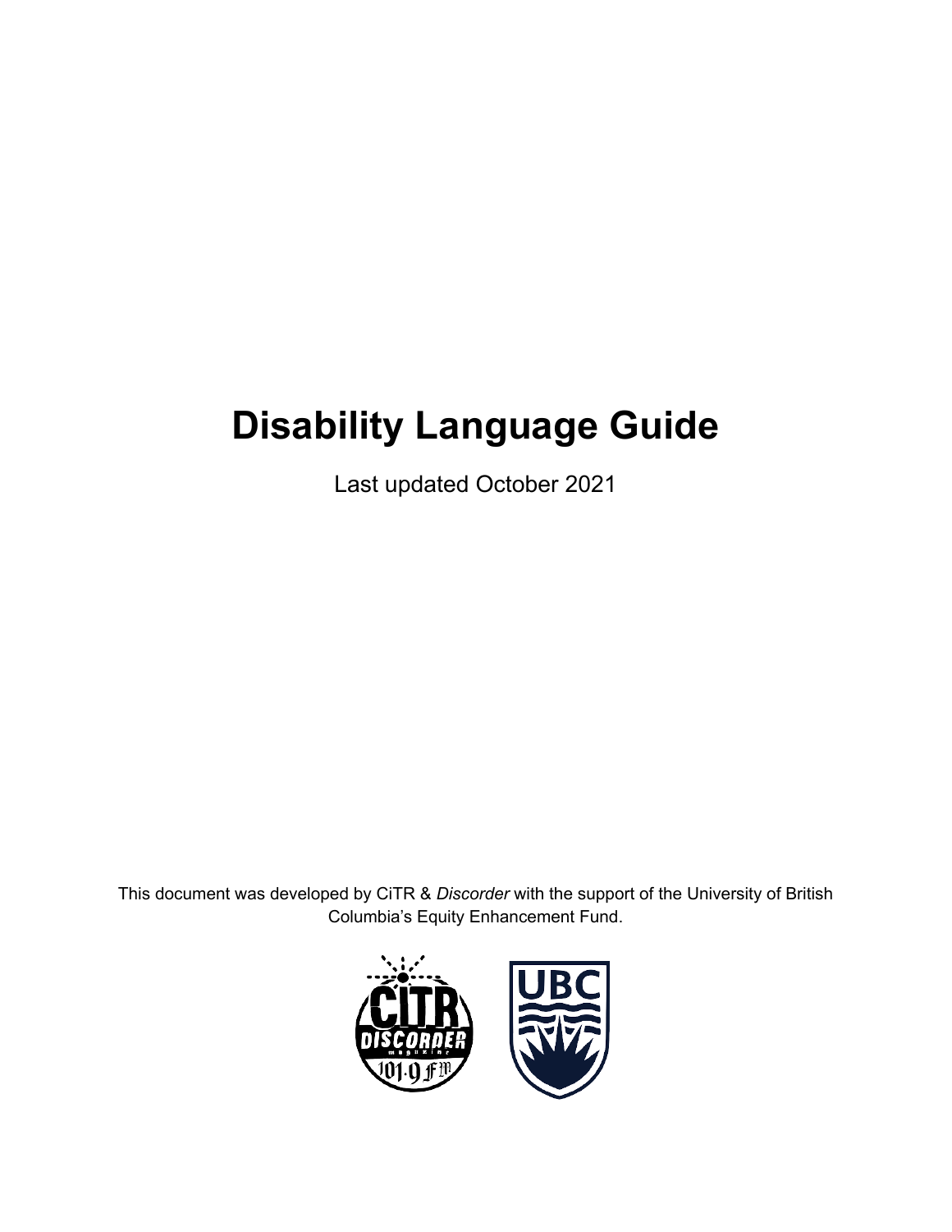# Disability Language Guide

Last updated October 2021

This document was developed by CiTR & *Discorder* with the support of the University of British Columbia's Equity Enhancement Fund.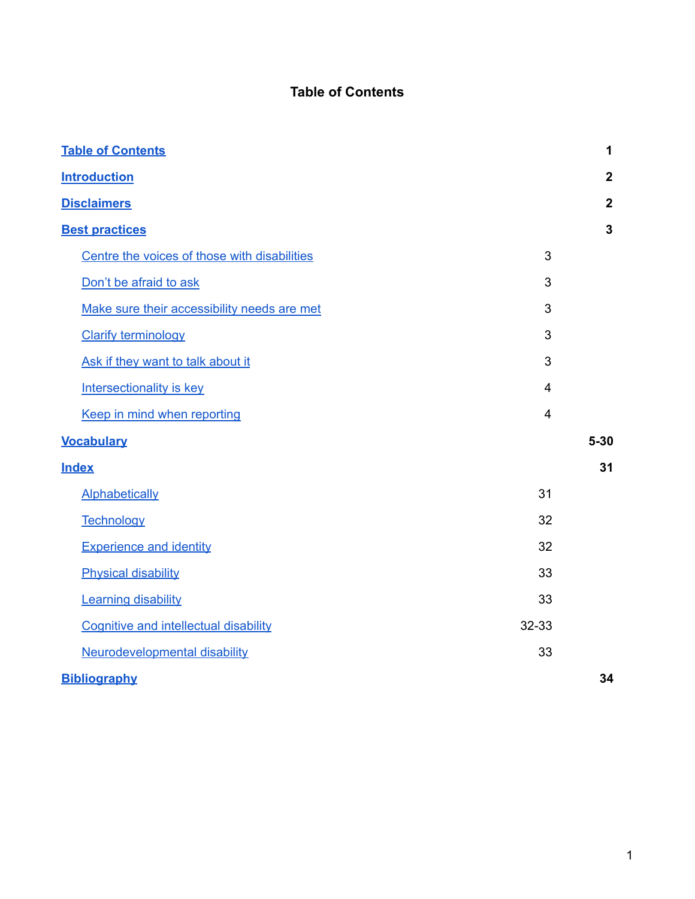# Table of Contents

| | |
|---|---|
| **Table of Contents** | **1** |
| **Introduction** | **2** |
| **Disclaimers** | **2** |
| **Best practices** | **3** |
| Centre the voices of those with disabilities | 3 |
| Don't be afraid to ask | 3 |
| Make sure their accessibility needs are met | 3 |
| Clarify terminology | 3 |
| Ask if they want to talk about it | 3 |
| Intersectionality is key | 4 |
| Keep in mind when reporting | 4 |
| **Vocabulary** | **5-30** |
| **Index** | **31** |
| Alphabetically | 31 |
| Technology | 32 |
| Experience and identity | 32 |
| Physical disability | 33 |
| Learning disability | 33 |
| Cognitive and intellectual disability | 32-33 |
| Neurodevelopmental disability | 33 |
| **Bibliography** | **34** |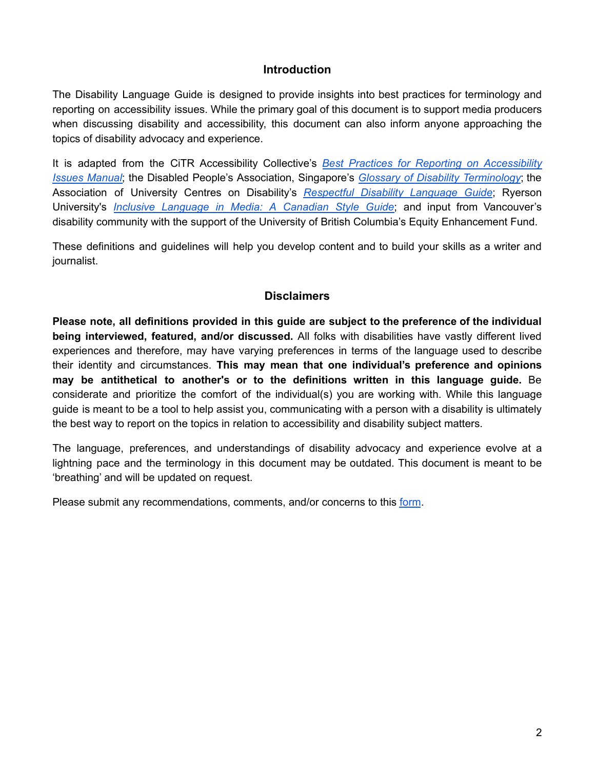## Introduction

The Disability Language Guide is designed to provide insights into best practices for terminology and reporting on accessibility issues. While the primary goal of this document is to support media producers when discussing disability and accessibility, this document can also inform anyone approaching the topics of disability advocacy and experience.

It is adapted from the CiTR Accessibility Collective's *Best Practices for Reporting on Accessibility Issues Manual*; the Disabled People's Association, Singapore's *Glossary of Disability Terminology*; the Association of University Centres on Disability's *Respectful Disability Language Guide*; Ryerson University's *Inclusive Language in Media: A Canadian Style Guide*; and input from Vancouver's disability community with the support of the University of British Columbia's Equity Enhancement Fund.

These definitions and guidelines will help you develop content and to build your skills as a writer and journalist.

## Disclaimers

**Please note, all definitions provided in this guide are subject to the preference of the individual being interviewed, featured, and/or discussed.** All folks with disabilities have vastly different lived experiences and therefore, may have varying preferences in terms of the language used to describe their identity and circumstances. **This may mean that one individual's preference and opinions may be antithetical to another's or to the definitions written in this language guide.** Be considerate and prioritize the comfort of the individual(s) you are working with. While this language guide is meant to be a tool to help assist you, communicating with a person with a disability is ultimately the best way to report on the topics in relation to accessibility and disability subject matters.

The language, preferences, and understandings of disability advocacy and experience evolve at a lightning pace and the terminology in this document may be outdated. This document is meant to be 'breathing' and will be updated on request.

Please submit any recommendations, comments, and/or concerns to this form.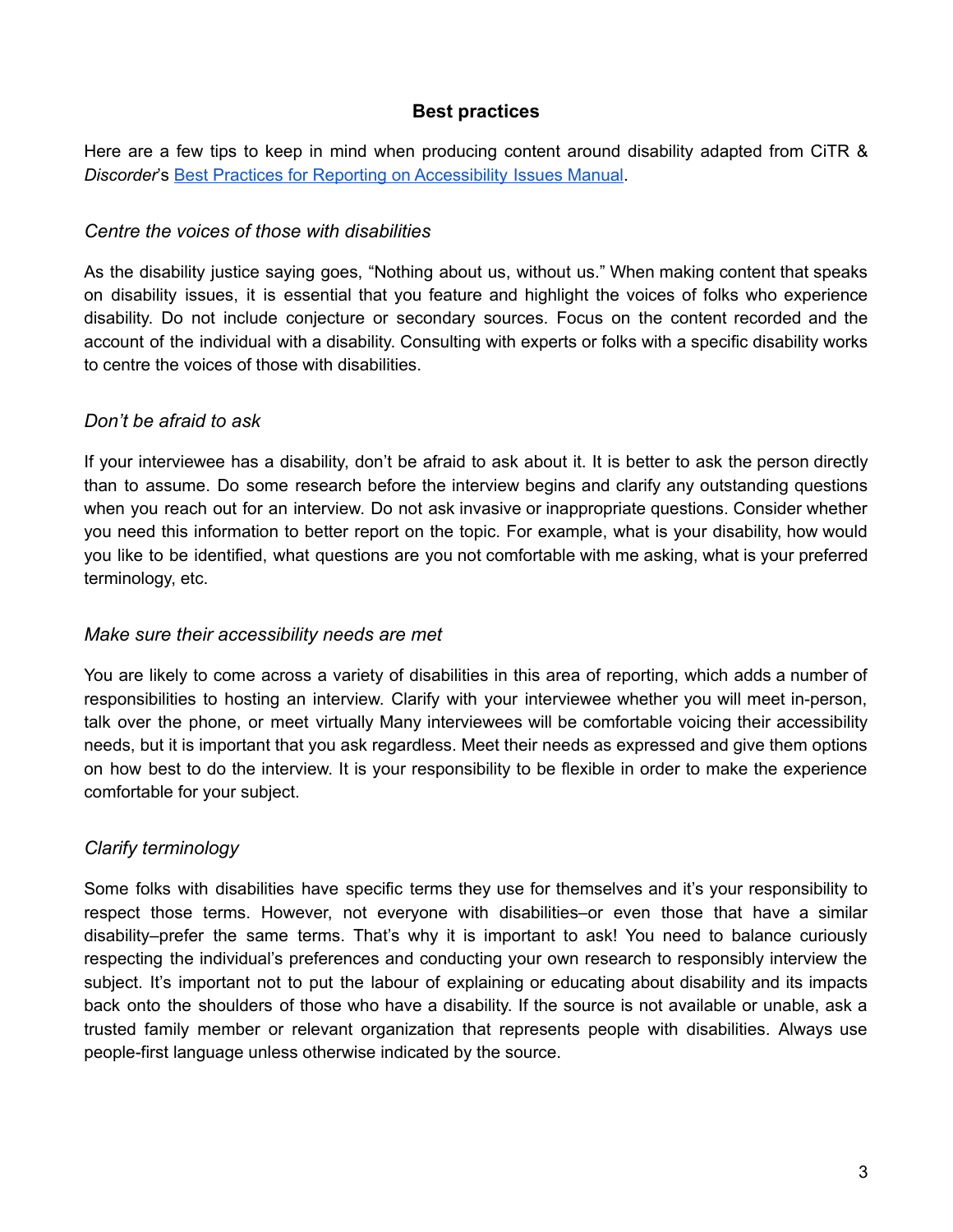## Best practices

Here are a few tips to keep in mind when producing content around disability adapted from CiTR & *Discorder*'s [Best Practices for Reporting on Accessibility Issues Manual].

### *Centre the voices of those with disabilities*

As the disability justice saying goes, "Nothing about us, without us." When making content that speaks on disability issues, it is essential that you feature and highlight the voices of folks who experience disability. Do not include conjecture or secondary sources. Focus on the content recorded and the account of the individual with a disability. Consulting with experts or folks with a specific disability works to centre the voices of those with disabilities.

### *Don't be afraid to ask*

If your interviewee has a disability, don't be afraid to ask about it. It is better to ask the person directly than to assume. Do some research before the interview begins and clarify any outstanding questions when you reach out for an interview. Do not ask invasive or inappropriate questions. Consider whether you need this information to better report on the topic. For example, what is your disability, how would you like to be identified, what questions are you not comfortable with me asking, what is your preferred terminology, etc.

### *Make sure their accessibility needs are met*

You are likely to come across a variety of disabilities in this area of reporting, which adds a number of responsibilities to hosting an interview. Clarify with your interviewee whether you will meet in-person, talk over the phone, or meet virtually Many interviewees will be comfortable voicing their accessibility needs, but it is important that you ask regardless. Meet their needs as expressed and give them options on how best to do the interview. It is your responsibility to be flexible in order to make the experience comfortable for your subject.

### *Clarify terminology*

Some folks with disabilities have specific terms they use for themselves and it's your responsibility to respect those terms. However, not everyone with disabilities–or even those that have a similar disability–prefer the same terms. That's why it is important to ask! You need to balance curiously respecting the individual's preferences and conducting your own research to responsibly interview the subject. It's important not to put the labour of explaining or educating about disability and its impacts back onto the shoulders of those who have a disability. If the source is not available or unable, ask a trusted family member or relevant organization that represents people with disabilities. Always use people-first language unless otherwise indicated by the source.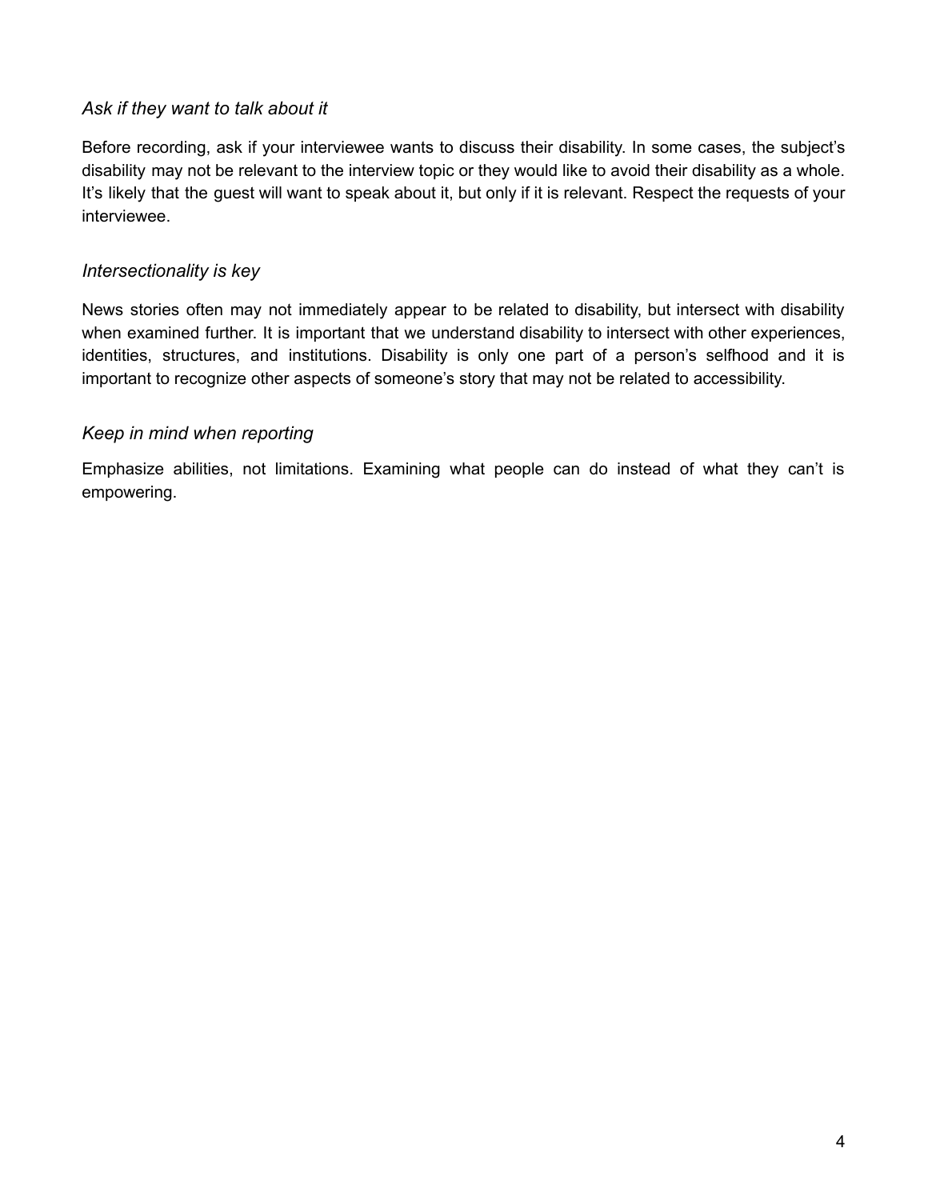### *Ask if they want to talk about it*

Before recording, ask if your interviewee wants to discuss their disability. In some cases, the subject's disability may not be relevant to the interview topic or they would like to avoid their disability as a whole. It's likely that the guest will want to speak about it, but only if it is relevant. Respect the requests of your interviewee.

### *Intersectionality is key*

News stories often may not immediately appear to be related to disability, but intersect with disability when examined further. It is important that we understand disability to intersect with other experiences, identities, structures, and institutions. Disability is only one part of a person's selfhood and it is important to recognize other aspects of someone's story that may not be related to accessibility.

### *Keep in mind when reporting*

Emphasize abilities, not limitations. Examining what people can do instead of what they can't is empowering.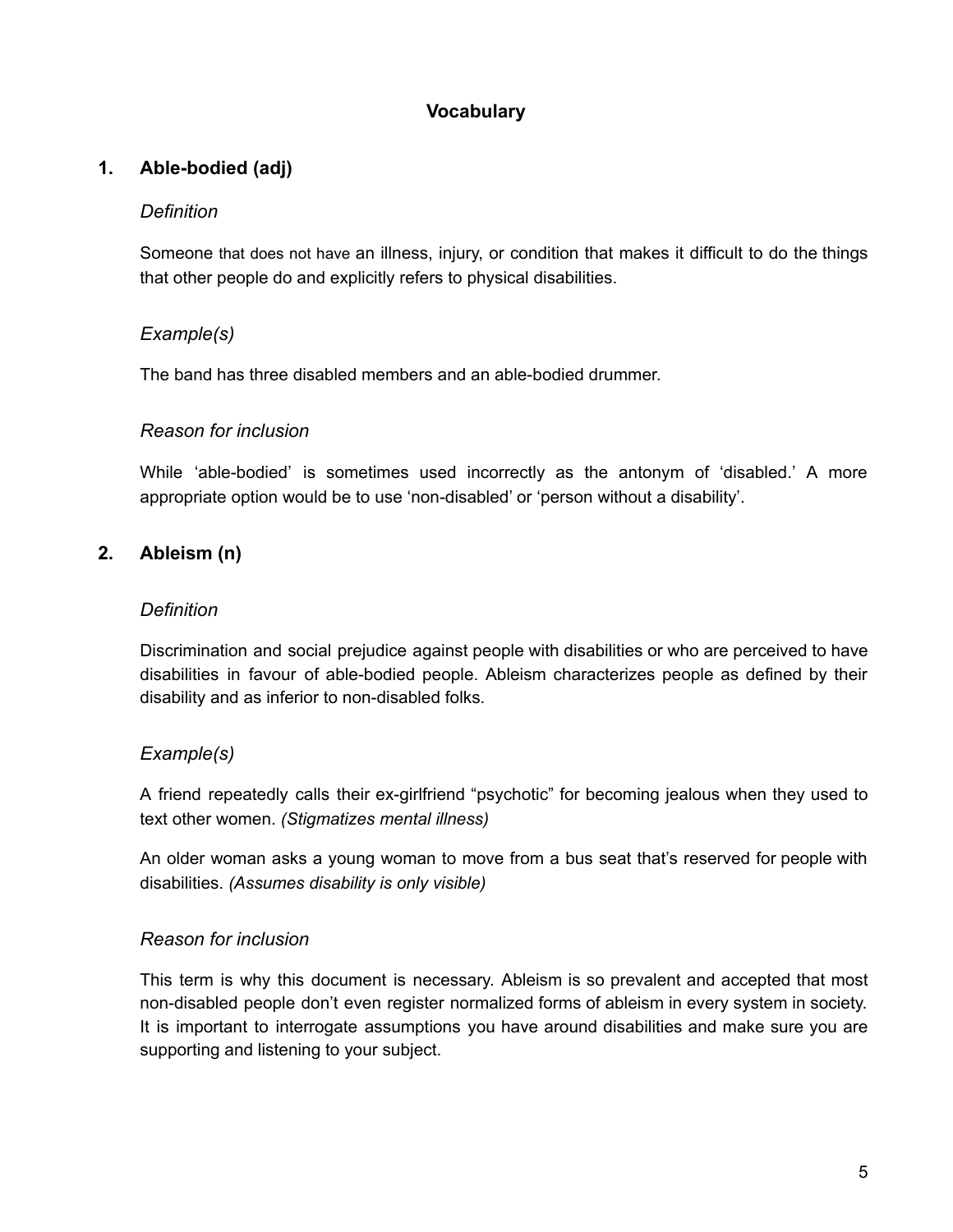## Vocabulary

### 1. Able-bodied (adj)

*Definition*

Someone that does not have an illness, injury, or condition that makes it difficult to do the things that other people do and explicitly refers to physical disabilities.

*Example(s)*

The band has three disabled members and an able-bodied drummer.

*Reason for inclusion*

While 'able-bodied' is sometimes used incorrectly as the antonym of 'disabled.' A more appropriate option would be to use 'non-disabled' or 'person without a disability'.

### 2. Ableism (n)

*Definition*

Discrimination and social prejudice against people with disabilities or who are perceived to have disabilities in favour of able-bodied people. Ableism characterizes people as defined by their disability and as inferior to non-disabled folks.

*Example(s)*

A friend repeatedly calls their ex-girlfriend "psychotic" for becoming jealous when they used to text other women. *(Stigmatizes mental illness)*

An older woman asks a young woman to move from a bus seat that's reserved for people with disabilities. *(Assumes disability is only visible)*

*Reason for inclusion*

This term is why this document is necessary. Ableism is so prevalent and accepted that most non-disabled people don't even register normalized forms of ableism in every system in society. It is important to interrogate assumptions you have around disabilities and make sure you are supporting and listening to your subject.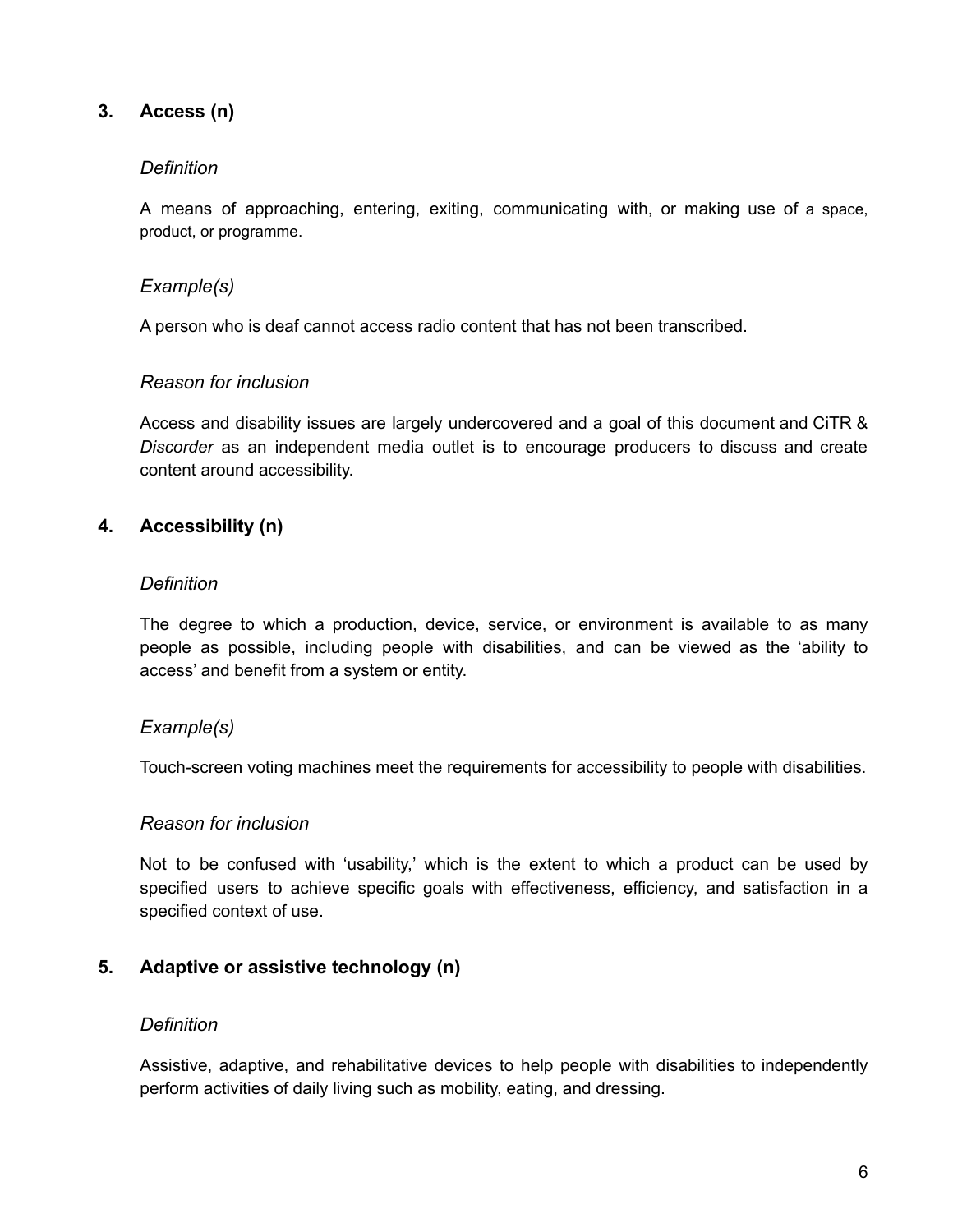### 3. Access (n)

*Definition*

A means of approaching, entering, exiting, communicating with, or making use of a space, product, or programme.

*Example(s)*

A person who is deaf cannot access radio content that has not been transcribed.

*Reason for inclusion*

Access and disability issues are largely undercovered and a goal of this document and CiTR & *Discorder* as an independent media outlet is to encourage producers to discuss and create content around accessibility.

### 4. Accessibility (n)

*Definition*

The degree to which a production, device, service, or environment is available to as many people as possible, including people with disabilities, and can be viewed as the 'ability to access' and benefit from a system or entity.

*Example(s)*

Touch-screen voting machines meet the requirements for accessibility to people with disabilities.

*Reason for inclusion*

Not to be confused with 'usability,' which is the extent to which a product can be used by specified users to achieve specific goals with effectiveness, efficiency, and satisfaction in a specified context of use.

### 5. Adaptive or assistive technology (n)

*Definition*

Assistive, adaptive, and rehabilitative devices to help people with disabilities to independently perform activities of daily living such as mobility, eating, and dressing.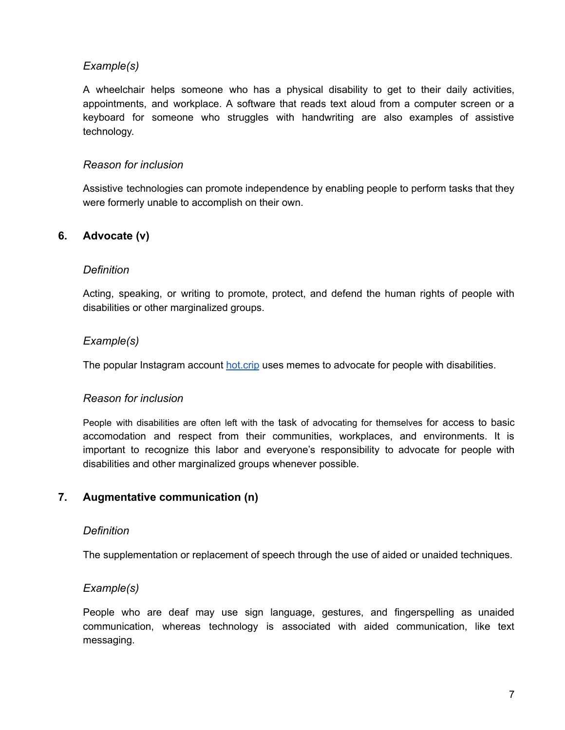*Example(s)*

A wheelchair helps someone who has a physical disability to get to their daily activities, appointments, and workplace. A software that reads text aloud from a computer screen or a keyboard for someone who struggles with handwriting are also examples of assistive technology.

*Reason for inclusion*

Assistive technologies can promote independence by enabling people to perform tasks that they were formerly unable to accomplish on their own.

## 6. Advocate (v)

*Definition*

Acting, speaking, or writing to promote, protect, and defend the human rights of people with disabilities or other marginalized groups.

*Example(s)*

The popular Instagram account [hot.crip](hot.crip) uses memes to advocate for people with disabilities.

*Reason for inclusion*

People with disabilities are often left with the task of advocating for themselves for access to basic accomodation and respect from their communities, workplaces, and environments. It is important to recognize this labor and everyone's responsibility to advocate for people with disabilities and other marginalized groups whenever possible.

## 7. Augmentative communication (n)

*Definition*

The supplementation or replacement of speech through the use of aided or unaided techniques.

*Example(s)*

People who are deaf may use sign language, gestures, and fingerspelling as unaided communication, whereas technology is associated with aided communication, like text messaging.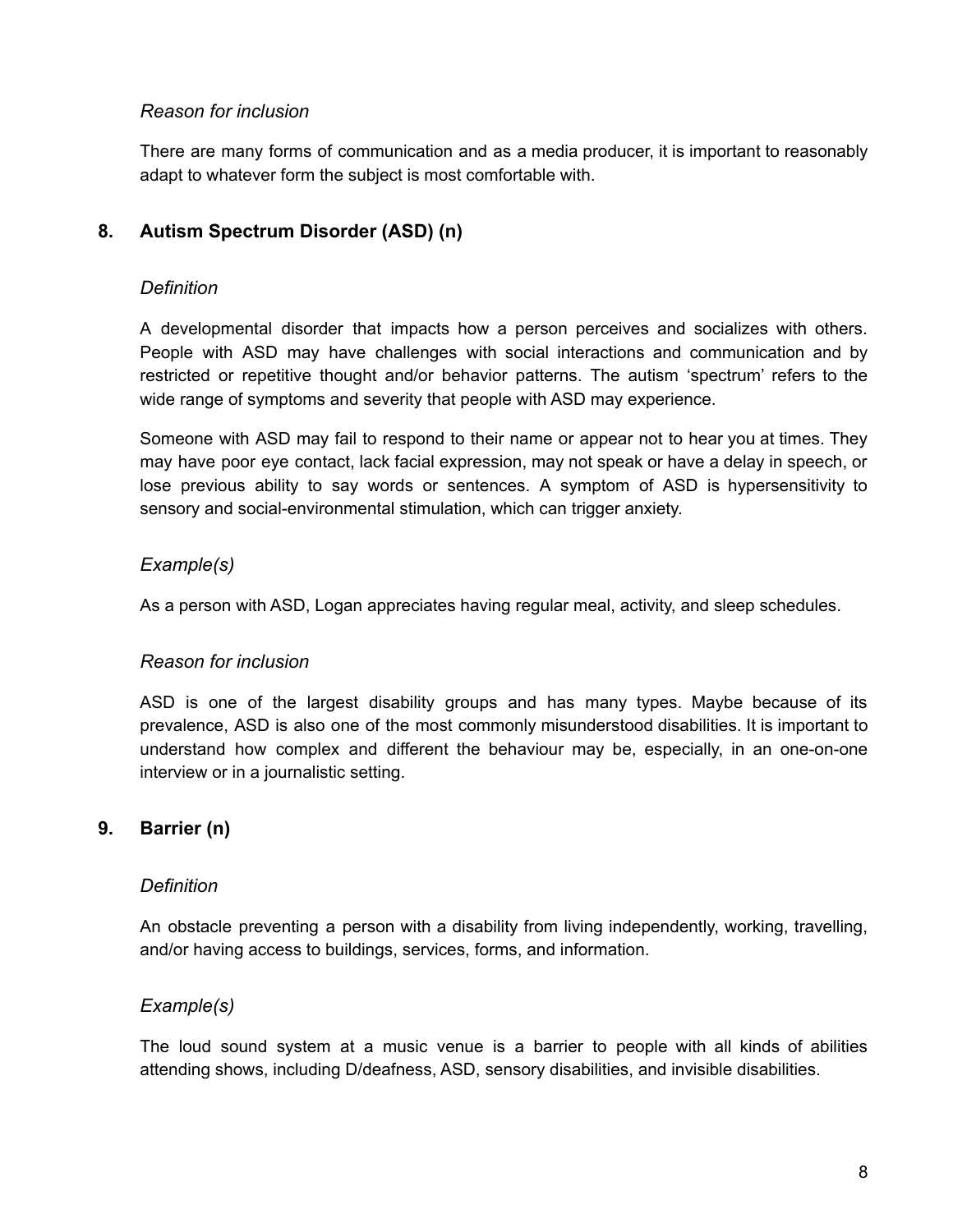*Reason for inclusion*

There are many forms of communication and as a media producer, it is important to reasonably adapt to whatever form the subject is most comfortable with.

## 8. Autism Spectrum Disorder (ASD) (n)

*Definition*

A developmental disorder that impacts how a person perceives and socializes with others. People with ASD may have challenges with social interactions and communication and by restricted or repetitive thought and/or behavior patterns. The autism 'spectrum' refers to the wide range of symptoms and severity that people with ASD may experience.

Someone with ASD may fail to respond to their name or appear not to hear you at times. They may have poor eye contact, lack facial expression, may not speak or have a delay in speech, or lose previous ability to say words or sentences. A symptom of ASD is hypersensitivity to sensory and social-environmental stimulation, which can trigger anxiety.

*Example(s)*

As a person with ASD, Logan appreciates having regular meal, activity, and sleep schedules.

*Reason for inclusion*

ASD is one of the largest disability groups and has many types. Maybe because of its prevalence, ASD is also one of the most commonly misunderstood disabilities. It is important to understand how complex and different the behaviour may be, especially, in an one-on-one interview or in a journalistic setting.

## 9. Barrier (n)

*Definition*

An obstacle preventing a person with a disability from living independently, working, travelling, and/or having access to buildings, services, forms, and information.

*Example(s)*

The loud sound system at a music venue is a barrier to people with all kinds of abilities attending shows, including D/deafness, ASD, sensory disabilities, and invisible disabilities.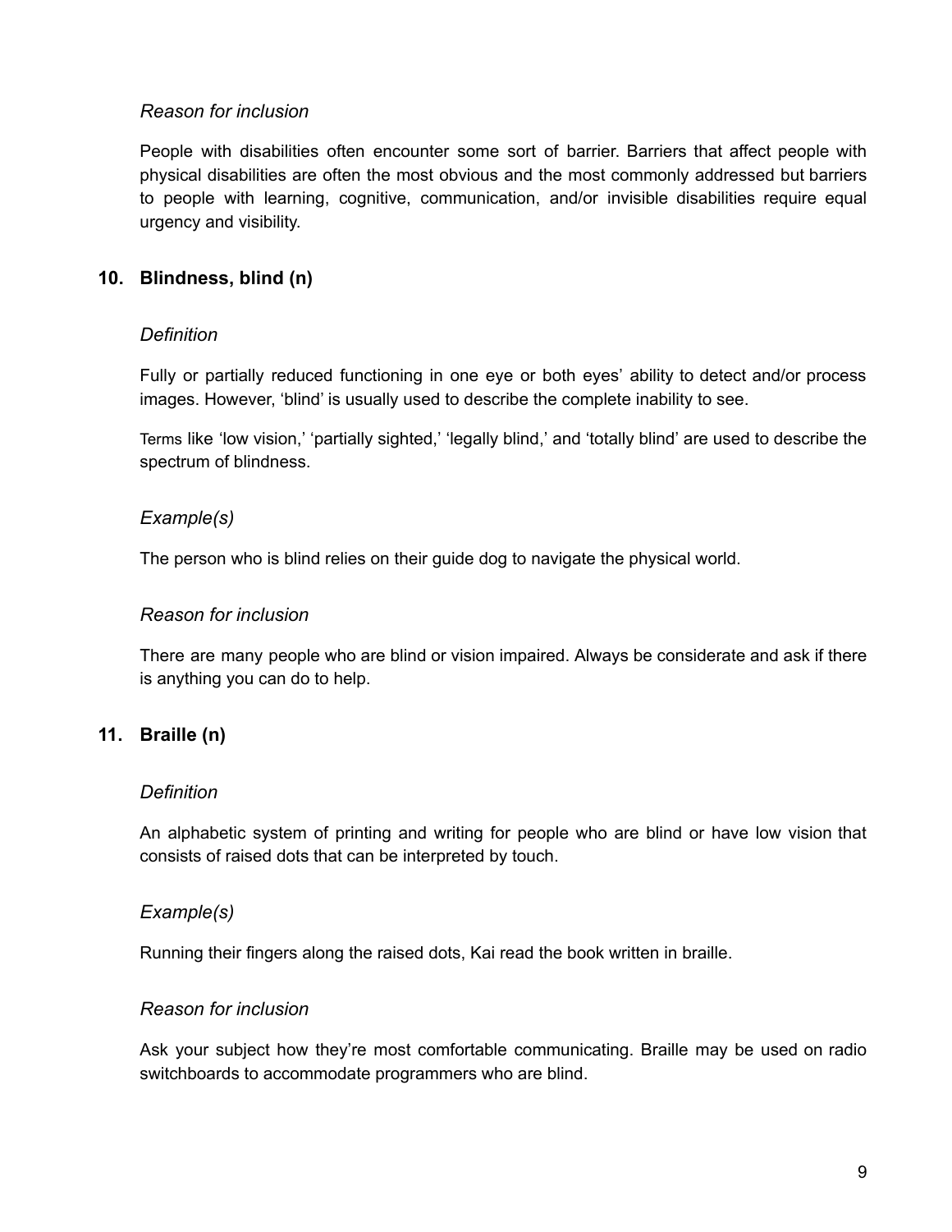*Reason for inclusion*

People with disabilities often encounter some sort of barrier. Barriers that affect people with physical disabilities are often the most obvious and the most commonly addressed but barriers to people with learning, cognitive, communication, and/or invisible disabilities require equal urgency and visibility.

## 10. Blindness, blind (n)

*Definition*

Fully or partially reduced functioning in one eye or both eyes' ability to detect and/or process images. However, 'blind' is usually used to describe the complete inability to see.

Terms like 'low vision,' 'partially sighted,' 'legally blind,' and 'totally blind' are used to describe the spectrum of blindness.

*Example(s)*

The person who is blind relies on their guide dog to navigate the physical world.

*Reason for inclusion*

There are many people who are blind or vision impaired. Always be considerate and ask if there is anything you can do to help.

## 11. Braille (n)

*Definition*

An alphabetic system of printing and writing for people who are blind or have low vision that consists of raised dots that can be interpreted by touch.

*Example(s)*

Running their fingers along the raised dots, Kai read the book written in braille.

*Reason for inclusion*

Ask your subject how they're most comfortable communicating. Braille may be used on radio switchboards to accommodate programmers who are blind.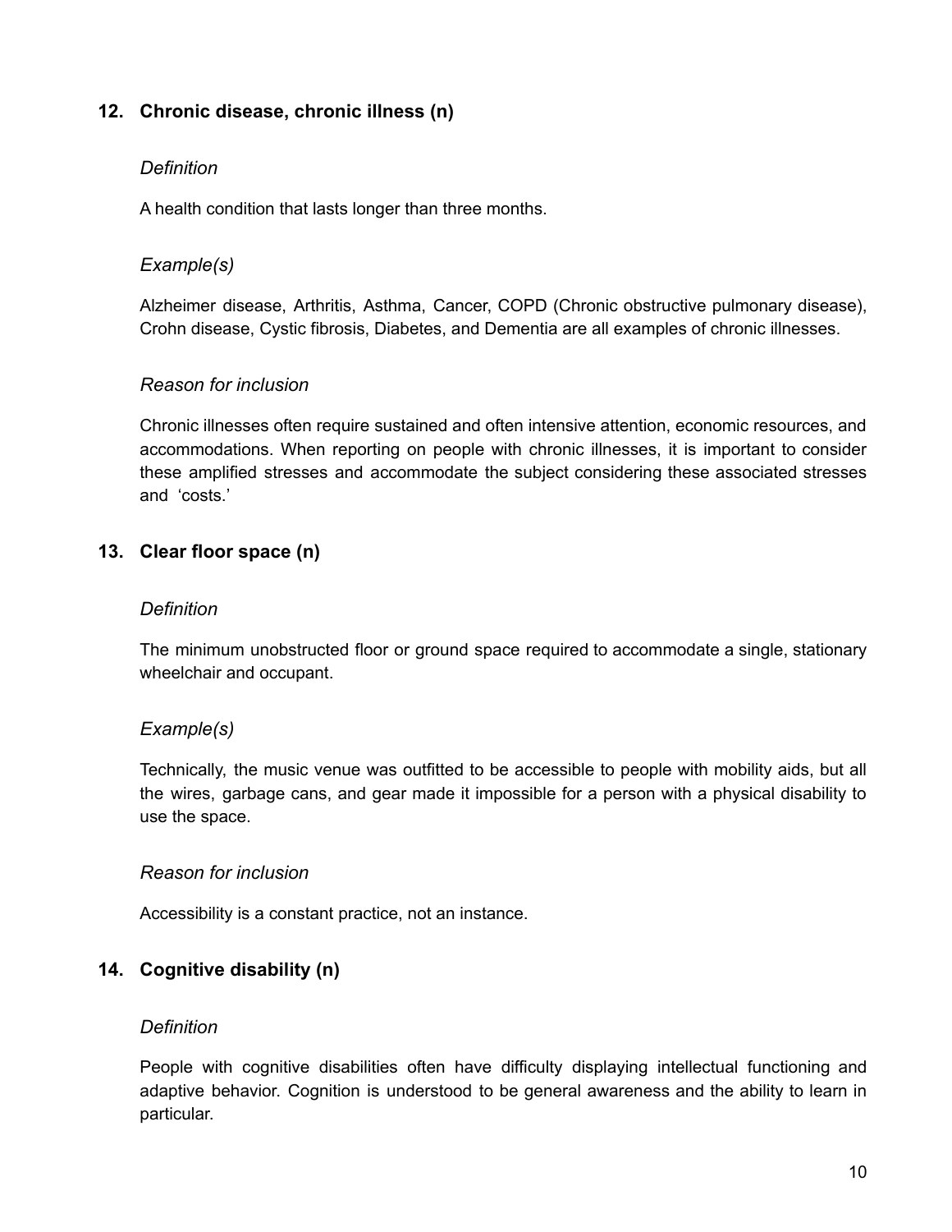### 12. Chronic disease, chronic illness (n)

*Definition*

A health condition that lasts longer than three months.

*Example(s)*

Alzheimer disease, Arthritis, Asthma, Cancer, COPD (Chronic obstructive pulmonary disease), Crohn disease, Cystic fibrosis, Diabetes, and Dementia are all examples of chronic illnesses.

*Reason for inclusion*

Chronic illnesses often require sustained and often intensive attention, economic resources, and accommodations. When reporting on people with chronic illnesses, it is important to consider these amplified stresses and accommodate the subject considering these associated stresses and 'costs.'

### 13. Clear floor space (n)

*Definition*

The minimum unobstructed floor or ground space required to accommodate a single, stationary wheelchair and occupant.

*Example(s)*

Technically, the music venue was outfitted to be accessible to people with mobility aids, but all the wires, garbage cans, and gear made it impossible for a person with a physical disability to use the space.

*Reason for inclusion*

Accessibility is a constant practice, not an instance.

### 14. Cognitive disability (n)

*Definition*

People with cognitive disabilities often have difficulty displaying intellectual functioning and adaptive behavior. Cognition is understood to be general awareness and the ability to learn in particular.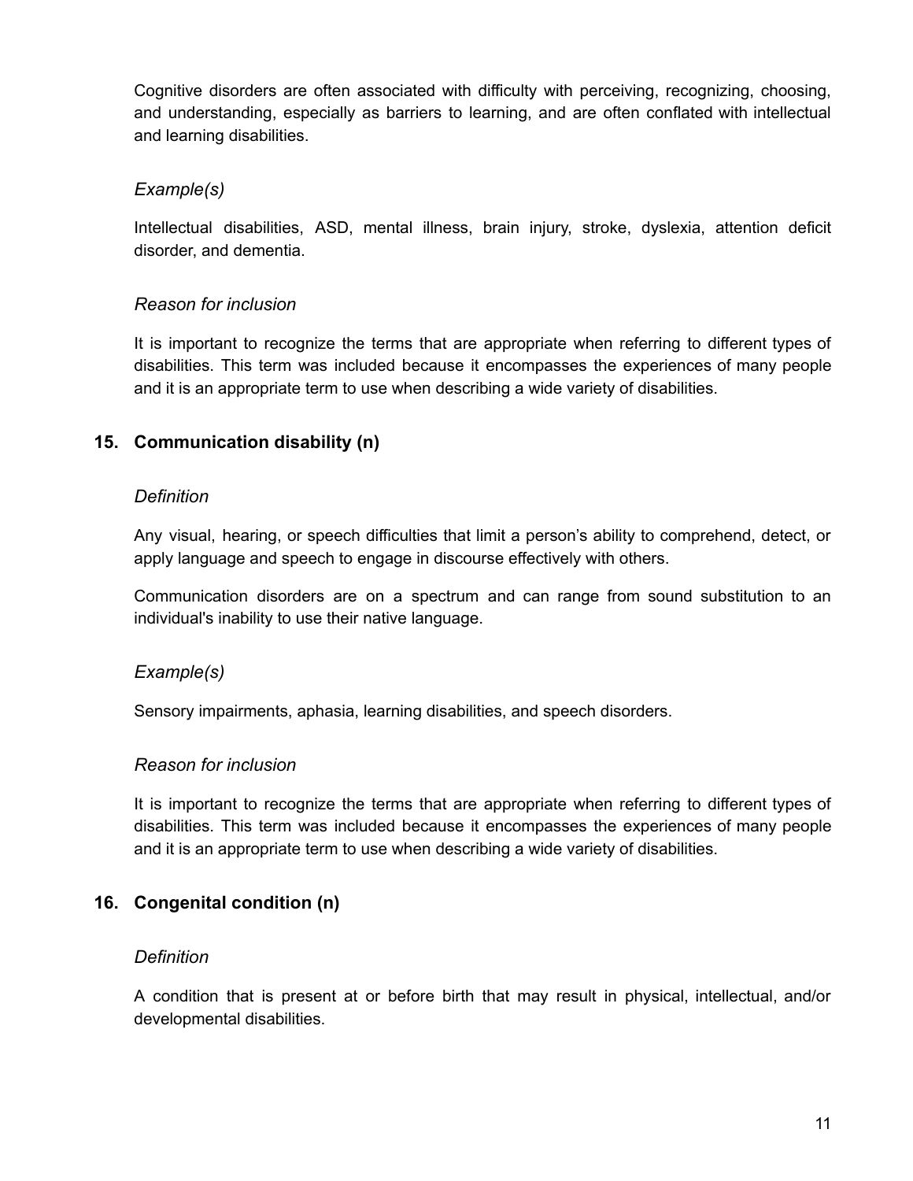Cognitive disorders are often associated with difficulty with perceiving, recognizing, choosing, and understanding, especially as barriers to learning, and are often conflated with intellectual and learning disabilities.

### *Example(s)*

Intellectual disabilities, ASD, mental illness, brain injury, stroke, dyslexia, attention deficit disorder, and dementia.

### *Reason for inclusion*

It is important to recognize the terms that are appropriate when referring to different types of disabilities. This term was included because it encompasses the experiences of many people and it is an appropriate term to use when describing a wide variety of disabilities.

## 15. Communication disability (n)

### *Definition*

Any visual, hearing, or speech difficulties that limit a person's ability to comprehend, detect, or apply language and speech to engage in discourse effectively with others.

Communication disorders are on a spectrum and can range from sound substitution to an individual's inability to use their native language.

### *Example(s)*

Sensory impairments, aphasia, learning disabilities, and speech disorders.

### *Reason for inclusion*

It is important to recognize the terms that are appropriate when referring to different types of disabilities. This term was included because it encompasses the experiences of many people and it is an appropriate term to use when describing a wide variety of disabilities.

## 16. Congenital condition (n)

### *Definition*

A condition that is present at or before birth that may result in physical, intellectual, and/or developmental disabilities.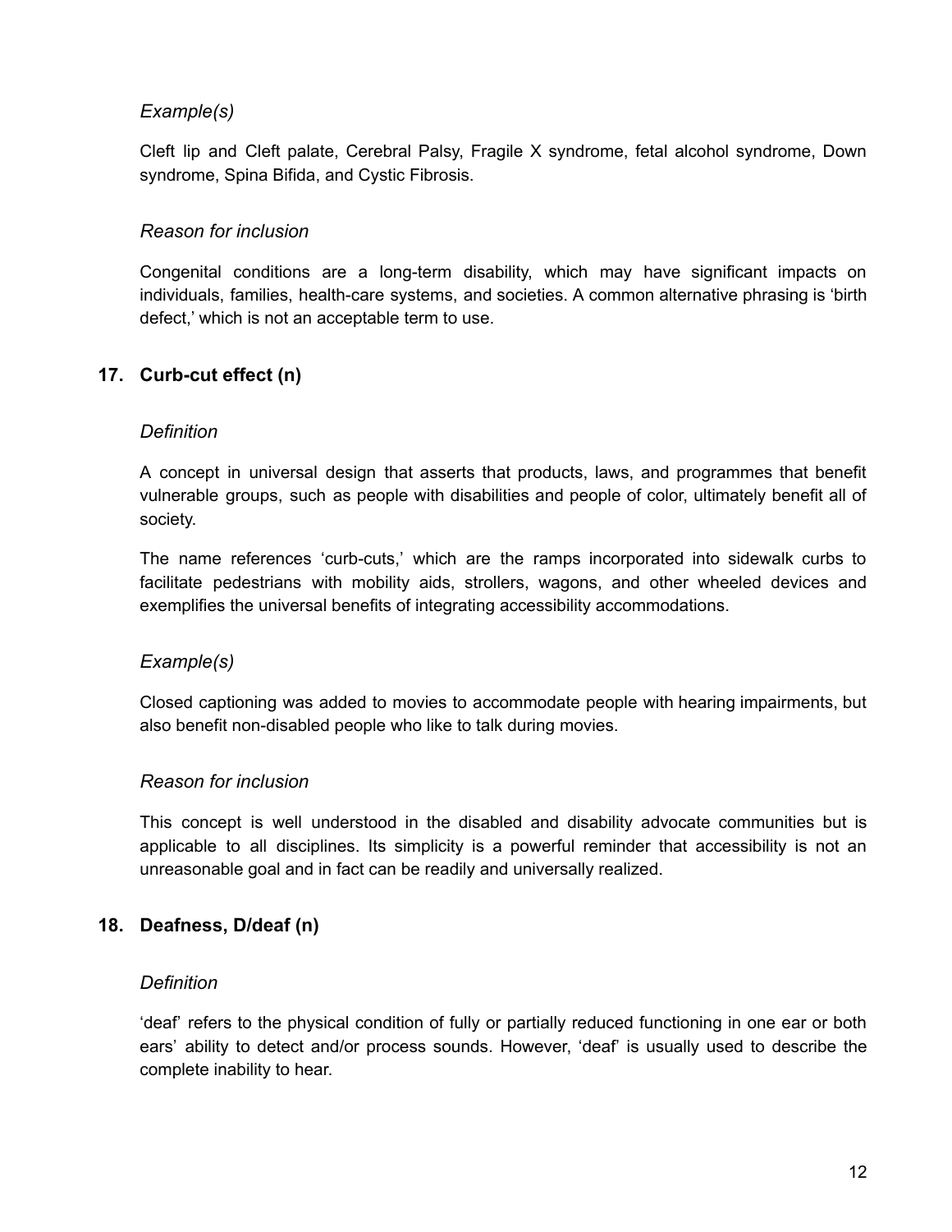*Example(s)*

Cleft lip and Cleft palate, Cerebral Palsy, Fragile X syndrome, fetal alcohol syndrome, Down syndrome, Spina Bifida, and Cystic Fibrosis.

*Reason for inclusion*

Congenital conditions are a long-term disability, which may have significant impacts on individuals, families, health-care systems, and societies. A common alternative phrasing is 'birth defect,' which is not an acceptable term to use.

### 17. Curb-cut effect (n)

*Definition*

A concept in universal design that asserts that products, laws, and programmes that benefit vulnerable groups, such as people with disabilities and people of color, ultimately benefit all of society.

The name references 'curb-cuts,' which are the ramps incorporated into sidewalk curbs to facilitate pedestrians with mobility aids, strollers, wagons, and other wheeled devices and exemplifies the universal benefits of integrating accessibility accommodations.

*Example(s)*

Closed captioning was added to movies to accommodate people with hearing impairments, but also benefit non-disabled people who like to talk during movies.

*Reason for inclusion*

This concept is well understood in the disabled and disability advocate communities but is applicable to all disciplines. Its simplicity is a powerful reminder that accessibility is not an unreasonable goal and in fact can be readily and universally realized.

### 18. Deafness, D/deaf (n)

*Definition*

'deaf' refers to the physical condition of fully or partially reduced functioning in one ear or both ears' ability to detect and/or process sounds. However, 'deaf' is usually used to describe the complete inability to hear.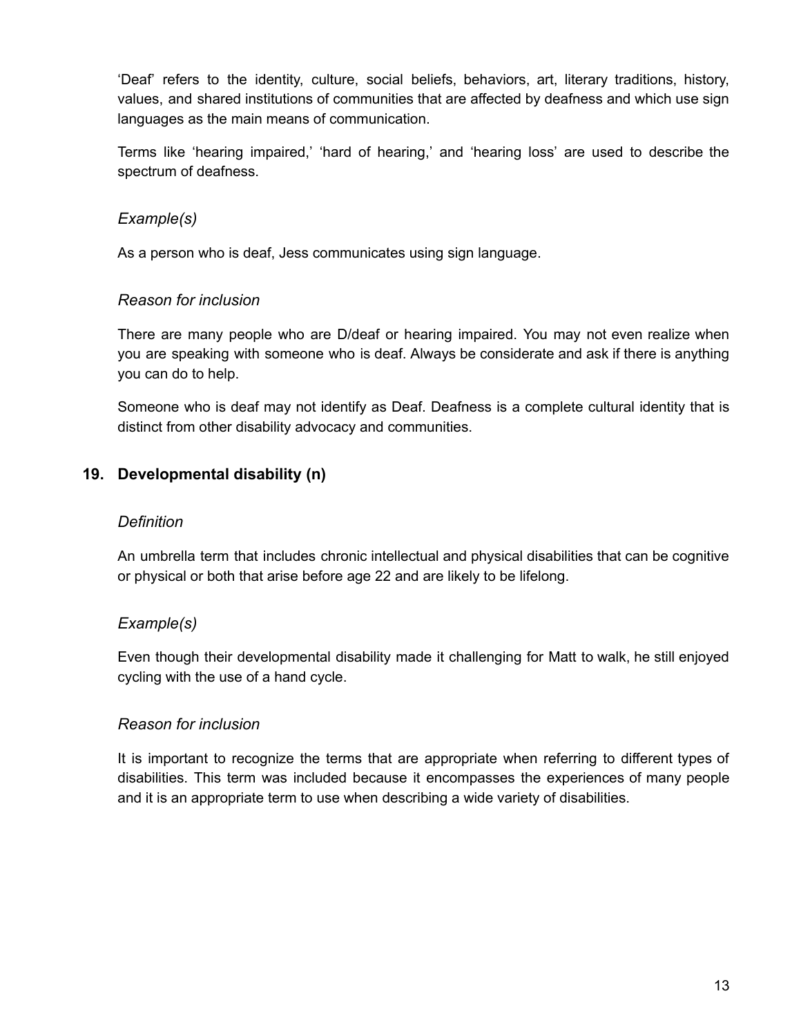'Deaf' refers to the identity, culture, social beliefs, behaviors, art, literary traditions, history, values, and shared institutions of communities that are affected by deafness and which use sign languages as the main means of communication.

Terms like 'hearing impaired,' 'hard of hearing,' and 'hearing loss' are used to describe the spectrum of deafness.

### *Example(s)*

As a person who is deaf, Jess communicates using sign language.

### *Reason for inclusion*

There are many people who are D/deaf or hearing impaired. You may not even realize when you are speaking with someone who is deaf. Always be considerate and ask if there is anything you can do to help.

Someone who is deaf may not identify as Deaf. Deafness is a complete cultural identity that is distinct from other disability advocacy and communities.

## 19. Developmental disability (n)

### *Definition*

An umbrella term that includes chronic intellectual and physical disabilities that can be cognitive or physical or both that arise before age 22 and are likely to be lifelong.

### *Example(s)*

Even though their developmental disability made it challenging for Matt to walk, he still enjoyed cycling with the use of a hand cycle.

### *Reason for inclusion*

It is important to recognize the terms that are appropriate when referring to different types of disabilities. This term was included because it encompasses the experiences of many people and it is an appropriate term to use when describing a wide variety of disabilities.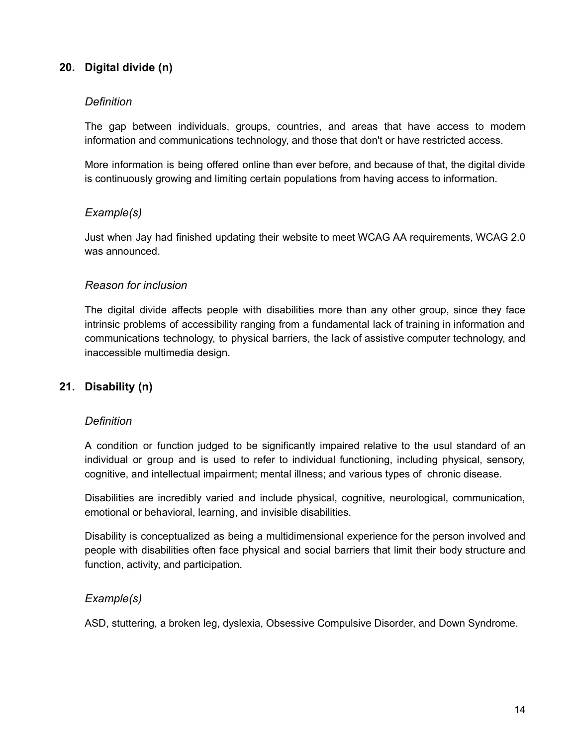## 20. Digital divide (n)

### *Definition*

The gap between individuals, groups, countries, and areas that have access to modern information and communications technology, and those that don't or have restricted access.

More information is being offered online than ever before, and because of that, the digital divide is continuously growing and limiting certain populations from having access to information.

### *Example(s)*

Just when Jay had finished updating their website to meet WCAG AA requirements, WCAG 2.0 was announced.

### *Reason for inclusion*

The digital divide affects people with disabilities more than any other group, since they face intrinsic problems of accessibility ranging from a fundamental lack of training in information and communications technology, to physical barriers, the lack of assistive computer technology, and inaccessible multimedia design.

## 21. Disability (n)

### *Definition*

A condition or function judged to be significantly impaired relative to the usul standard of an individual or group and is used to refer to individual functioning, including physical, sensory, cognitive, and intellectual impairment; mental illness; and various types of chronic disease.

Disabilities are incredibly varied and include physical, cognitive, neurological, communication, emotional or behavioral, learning, and invisible disabilities.

Disability is conceptualized as being a multidimensional experience for the person involved and people with disabilities often face physical and social barriers that limit their body structure and function, activity, and participation.

### *Example(s)*

ASD, stuttering, a broken leg, dyslexia, Obsessive Compulsive Disorder, and Down Syndrome.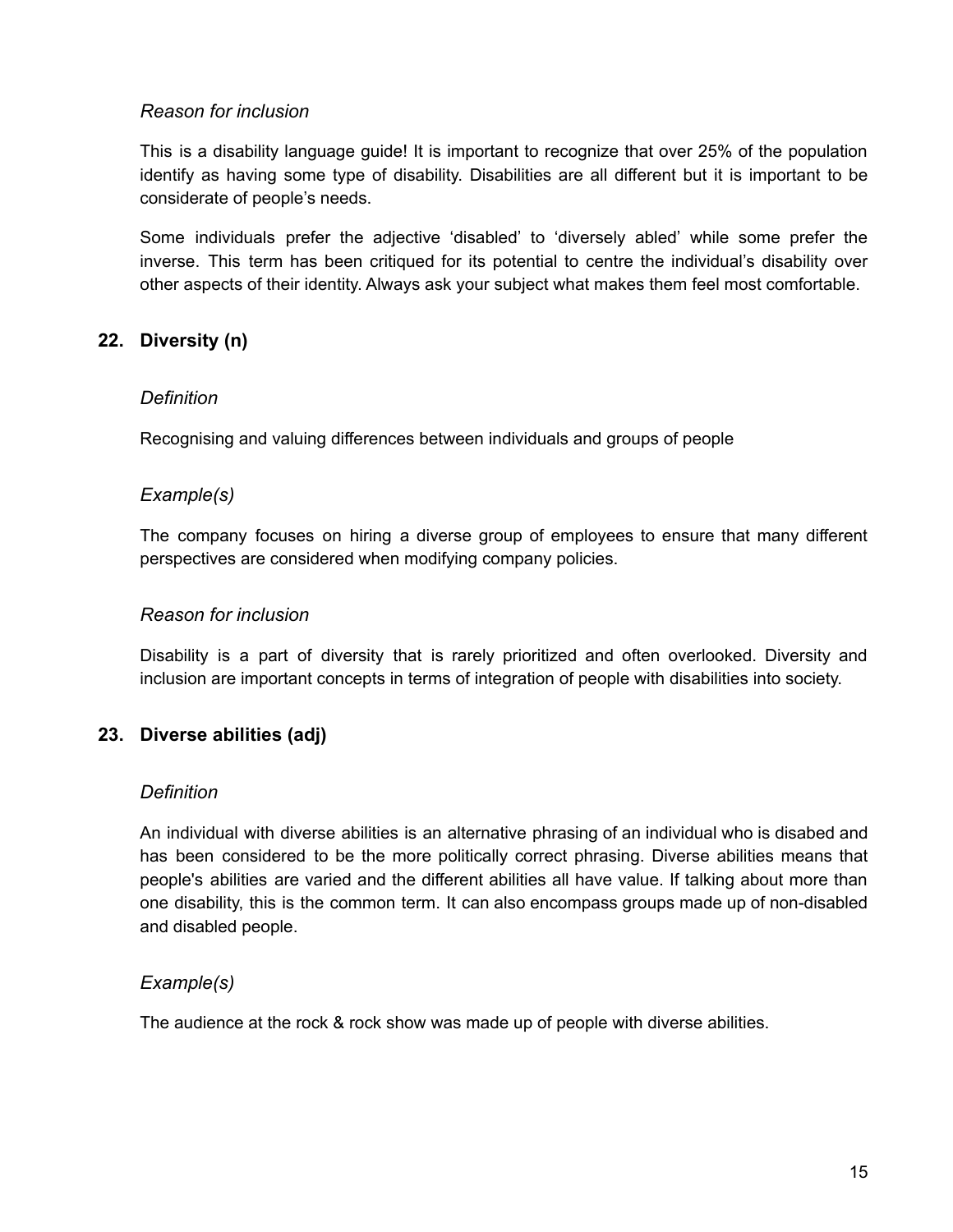### *Reason for inclusion*

This is a disability language guide! It is important to recognize that over 25% of the population identify as having some type of disability. Disabilities are all different but it is important to be considerate of people's needs.

Some individuals prefer the adjective 'disabled' to 'diversely abled' while some prefer the inverse. This term has been critiqued for its potential to centre the individual's disability over other aspects of their identity. Always ask your subject what makes them feel most comfortable.

## 22. Diversity (n)

### *Definition*

Recognising and valuing differences between individuals and groups of people

### *Example(s)*

The company focuses on hiring a diverse group of employees to ensure that many different perspectives are considered when modifying company policies.

### *Reason for inclusion*

Disability is a part of diversity that is rarely prioritized and often overlooked. Diversity and inclusion are important concepts in terms of integration of people with disabilities into society.

## 23. Diverse abilities (adj)

### *Definition*

An individual with diverse abilities is an alternative phrasing of an individual who is disabed and has been considered to be the more politically correct phrasing. Diverse abilities means that people's abilities are varied and the different abilities all have value. If talking about more than one disability, this is the common term. It can also encompass groups made up of non-disabled and disabled people.

### *Example(s)*

The audience at the rock & rock show was made up of people with diverse abilities.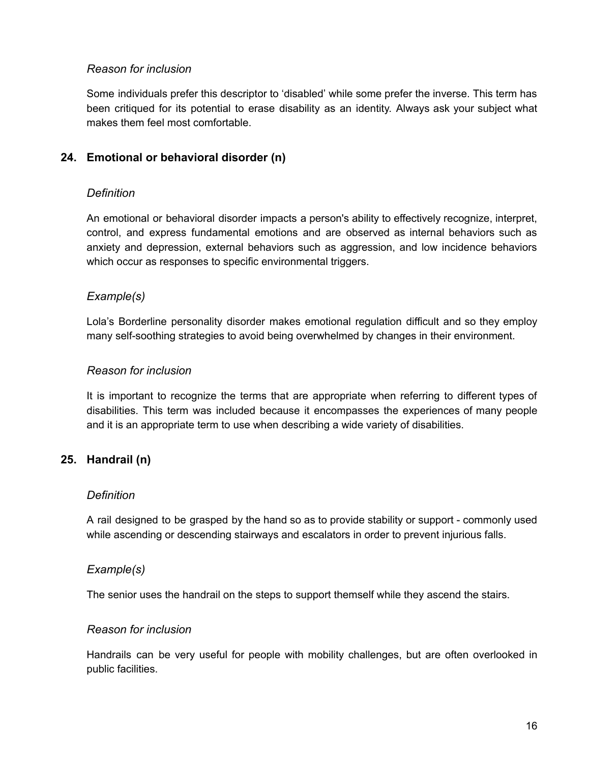*Reason for inclusion*

Some individuals prefer this descriptor to 'disabled' while some prefer the inverse. This term has been critiqued for its potential to erase disability as an identity. Always ask your subject what makes them feel most comfortable.

### 24. Emotional or behavioral disorder (n)

*Definition*

An emotional or behavioral disorder impacts a person's ability to effectively recognize, interpret, control, and express fundamental emotions and are observed as internal behaviors such as anxiety and depression, external behaviors such as aggression, and low incidence behaviors which occur as responses to specific environmental triggers.

*Example(s)*

Lola's Borderline personality disorder makes emotional regulation difficult and so they employ many self-soothing strategies to avoid being overwhelmed by changes in their environment.

*Reason for inclusion*

It is important to recognize the terms that are appropriate when referring to different types of disabilities. This term was included because it encompasses the experiences of many people and it is an appropriate term to use when describing a wide variety of disabilities.

### 25. Handrail (n)

*Definition*

A rail designed to be grasped by the hand so as to provide stability or support - commonly used while ascending or descending stairways and escalators in order to prevent injurious falls.

*Example(s)*

The senior uses the handrail on the steps to support themself while they ascend the stairs.

*Reason for inclusion*

Handrails can be very useful for people with mobility challenges, but are often overlooked in public facilities.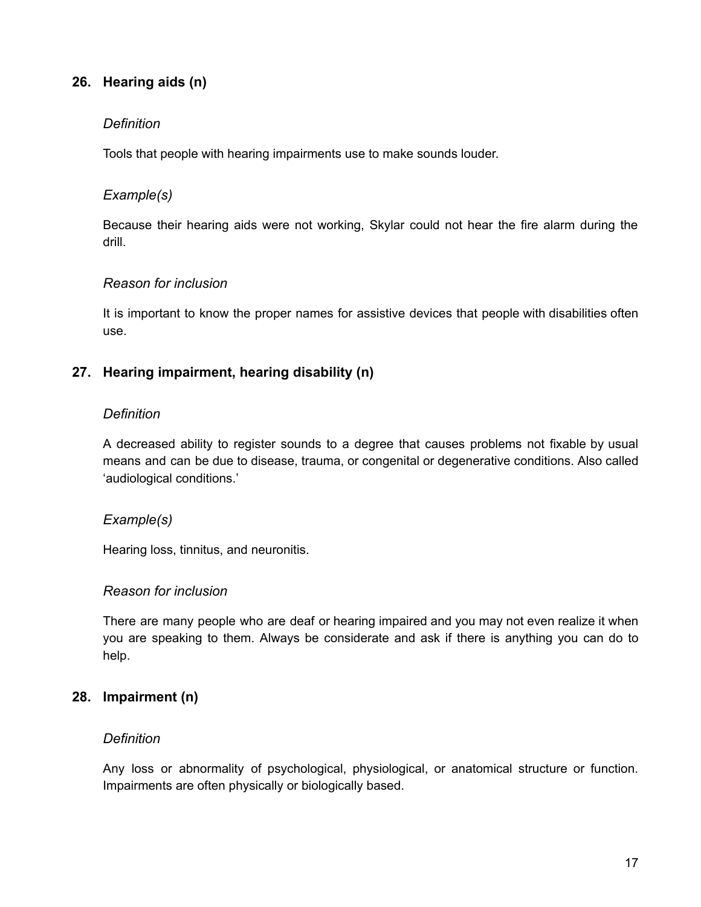### 26. Hearing aids (n)

*Definition*

Tools that people with hearing impairments use to make sounds louder.

*Example(s)*

Because their hearing aids were not working, Skylar could not hear the fire alarm during the drill.

*Reason for inclusion*

It is important to know the proper names for assistive devices that people with disabilities often use.

### 27. Hearing impairment, hearing disability (n)

*Definition*

A decreased ability to register sounds to a degree that causes problems not fixable by usual means and can be due to disease, trauma, or congenital or degenerative conditions. Also called 'audiological conditions.'

*Example(s)*

Hearing loss, tinnitus, and neuronitis.

*Reason for inclusion*

There are many people who are deaf or hearing impaired and you may not even realize it when you are speaking to them. Always be considerate and ask if there is anything you can do to help.

### 28. Impairment (n)

*Definition*

Any loss or abnormality of psychological, physiological, or anatomical structure or function. Impairments are often physically or biologically based.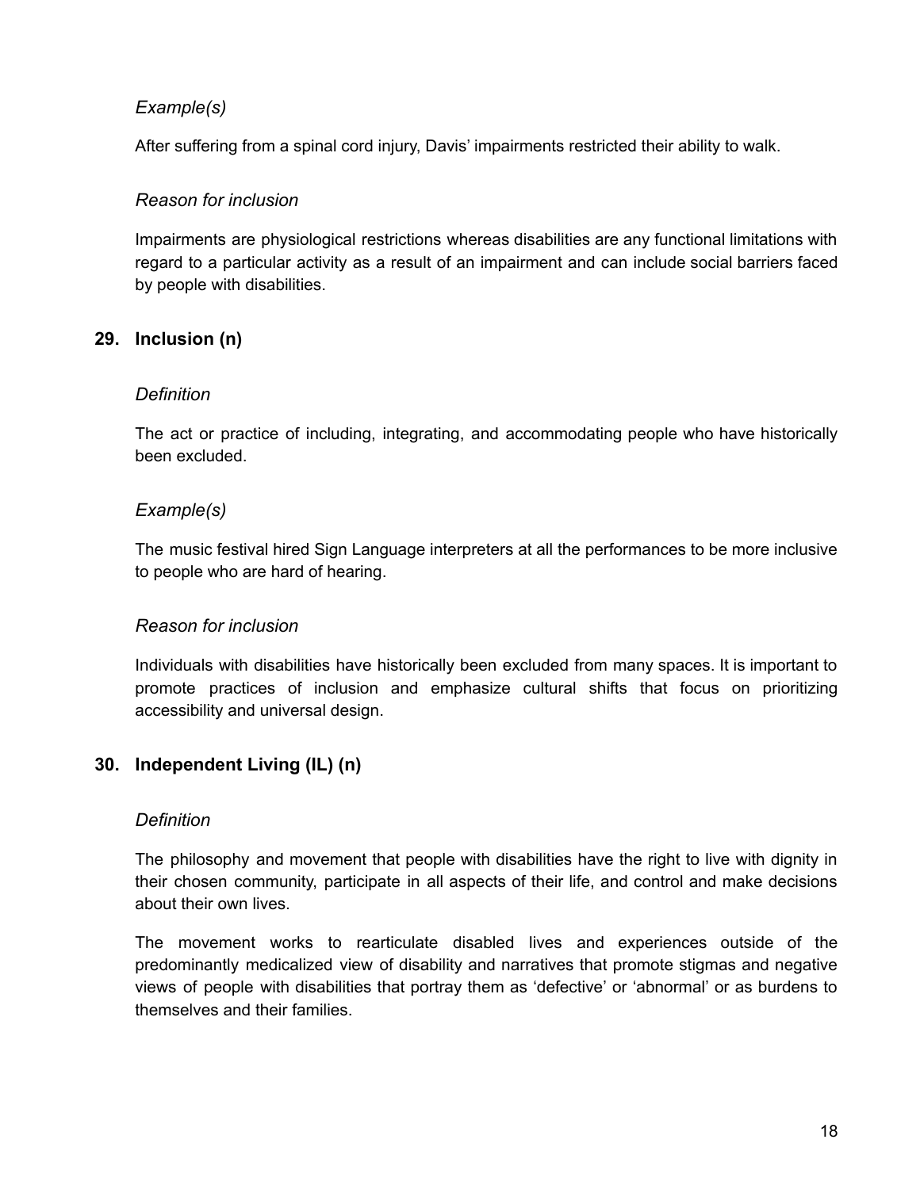*Example(s)*

After suffering from a spinal cord injury, Davis' impairments restricted their ability to walk.

*Reason for inclusion*

Impairments are physiological restrictions whereas disabilities are any functional limitations with regard to a particular activity as a result of an impairment and can include social barriers faced by people with disabilities.

### 29. Inclusion (n)

*Definition*

The act or practice of including, integrating, and accommodating people who have historically been excluded.

*Example(s)*

The music festival hired Sign Language interpreters at all the performances to be more inclusive to people who are hard of hearing.

*Reason for inclusion*

Individuals with disabilities have historically been excluded from many spaces. It is important to promote practices of inclusion and emphasize cultural shifts that focus on prioritizing accessibility and universal design.

### 30. Independent Living (IL) (n)

*Definition*

The philosophy and movement that people with disabilities have the right to live with dignity in their chosen community, participate in all aspects of their life, and control and make decisions about their own lives.

The movement works to rearticulate disabled lives and experiences outside of the predominantly medicalized view of disability and narratives that promote stigmas and negative views of people with disabilities that portray them as 'defective' or 'abnormal' or as burdens to themselves and their families.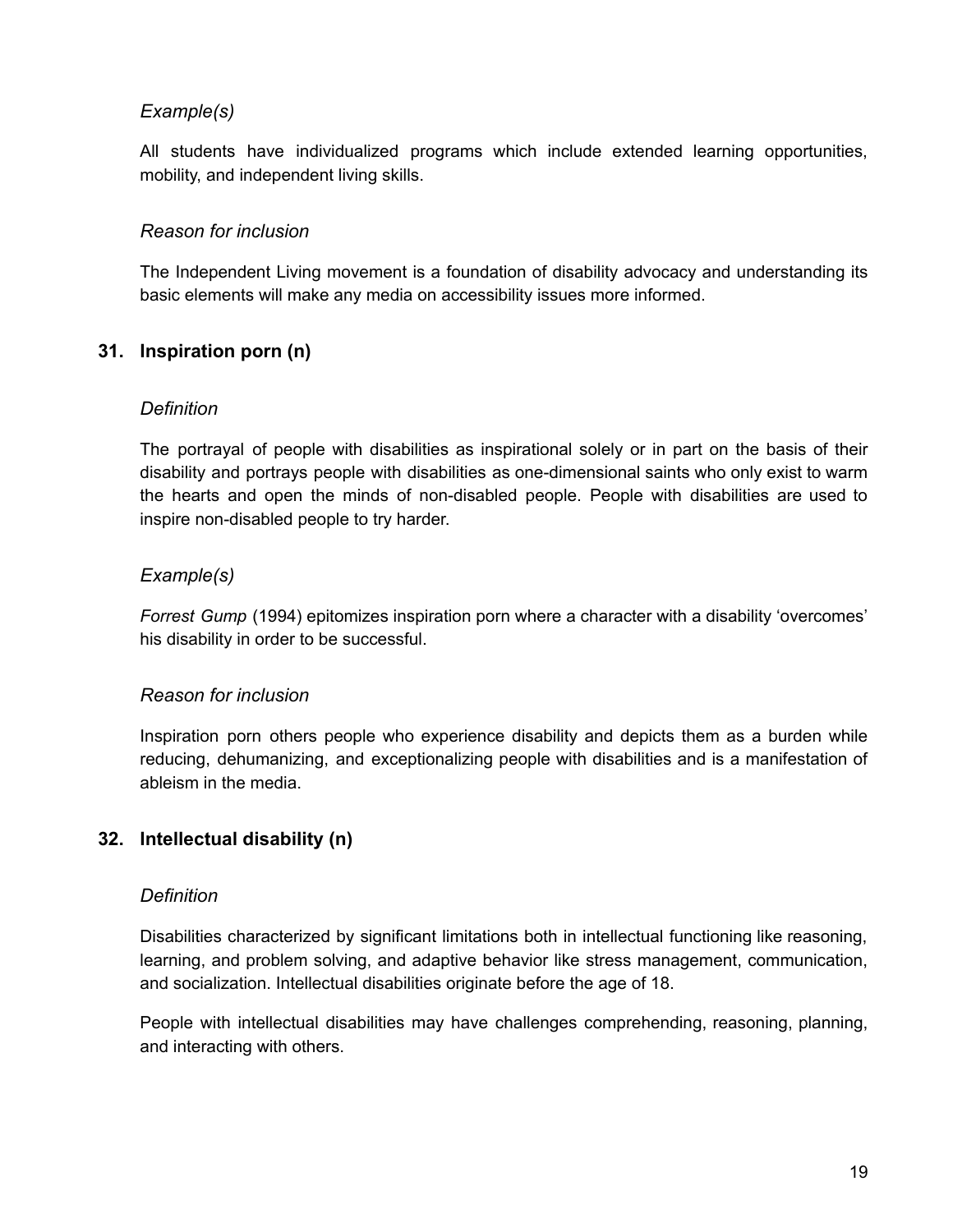*Example(s)*

All students have individualized programs which include extended learning opportunities, mobility, and independent living skills.

*Reason for inclusion*

The Independent Living movement is a foundation of disability advocacy and understanding its basic elements will make any media on accessibility issues more informed.

### 31. Inspiration porn (n)

*Definition*

The portrayal of people with disabilities as inspirational solely or in part on the basis of their disability and portrays people with disabilities as one-dimensional saints who only exist to warm the hearts and open the minds of non-disabled people. People with disabilities are used to inspire non-disabled people to try harder.

*Example(s)*

*Forrest Gump* (1994) epitomizes inspiration porn where a character with a disability 'overcomes' his disability in order to be successful.

*Reason for inclusion*

Inspiration porn others people who experience disability and depicts them as a burden while reducing, dehumanizing, and exceptionalizing people with disabilities and is a manifestation of ableism in the media.

### 32. Intellectual disability (n)

*Definition*

Disabilities characterized by significant limitations both in intellectual functioning like reasoning, learning, and problem solving, and adaptive behavior like stress management, communication, and socialization. Intellectual disabilities originate before the age of 18.

People with intellectual disabilities may have challenges comprehending, reasoning, planning, and interacting with others.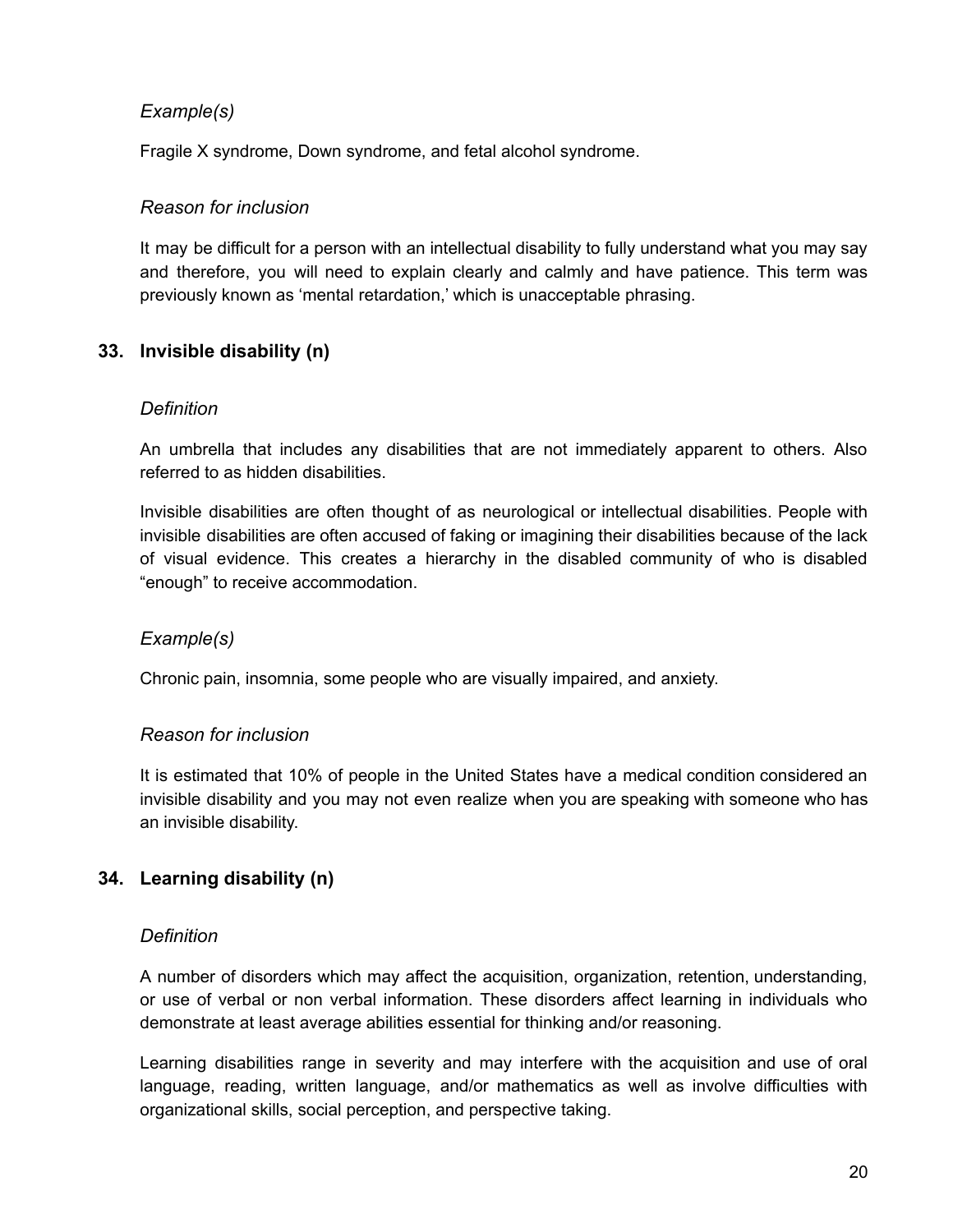*Example(s)*

Fragile X syndrome, Down syndrome, and fetal alcohol syndrome.

*Reason for inclusion*

It may be difficult for a person with an intellectual disability to fully understand what you may say and therefore, you will need to explain clearly and calmly and have patience. This term was previously known as 'mental retardation,' which is unacceptable phrasing.

## 33. Invisible disability (n)

*Definition*

An umbrella that includes any disabilities that are not immediately apparent to others. Also referred to as hidden disabilities.

Invisible disabilities are often thought of as neurological or intellectual disabilities. People with invisible disabilities are often accused of faking or imagining their disabilities because of the lack of visual evidence. This creates a hierarchy in the disabled community of who is disabled "enough" to receive accommodation.

*Example(s)*

Chronic pain, insomnia, some people who are visually impaired, and anxiety.

*Reason for inclusion*

It is estimated that 10% of people in the United States have a medical condition considered an invisible disability and you may not even realize when you are speaking with someone who has an invisible disability.

## 34. Learning disability (n)

*Definition*

A number of disorders which may affect the acquisition, organization, retention, understanding, or use of verbal or non verbal information. These disorders affect learning in individuals who demonstrate at least average abilities essential for thinking and/or reasoning.

Learning disabilities range in severity and may interfere with the acquisition and use of oral language, reading, written language, and/or mathematics as well as involve difficulties with organizational skills, social perception, and perspective taking.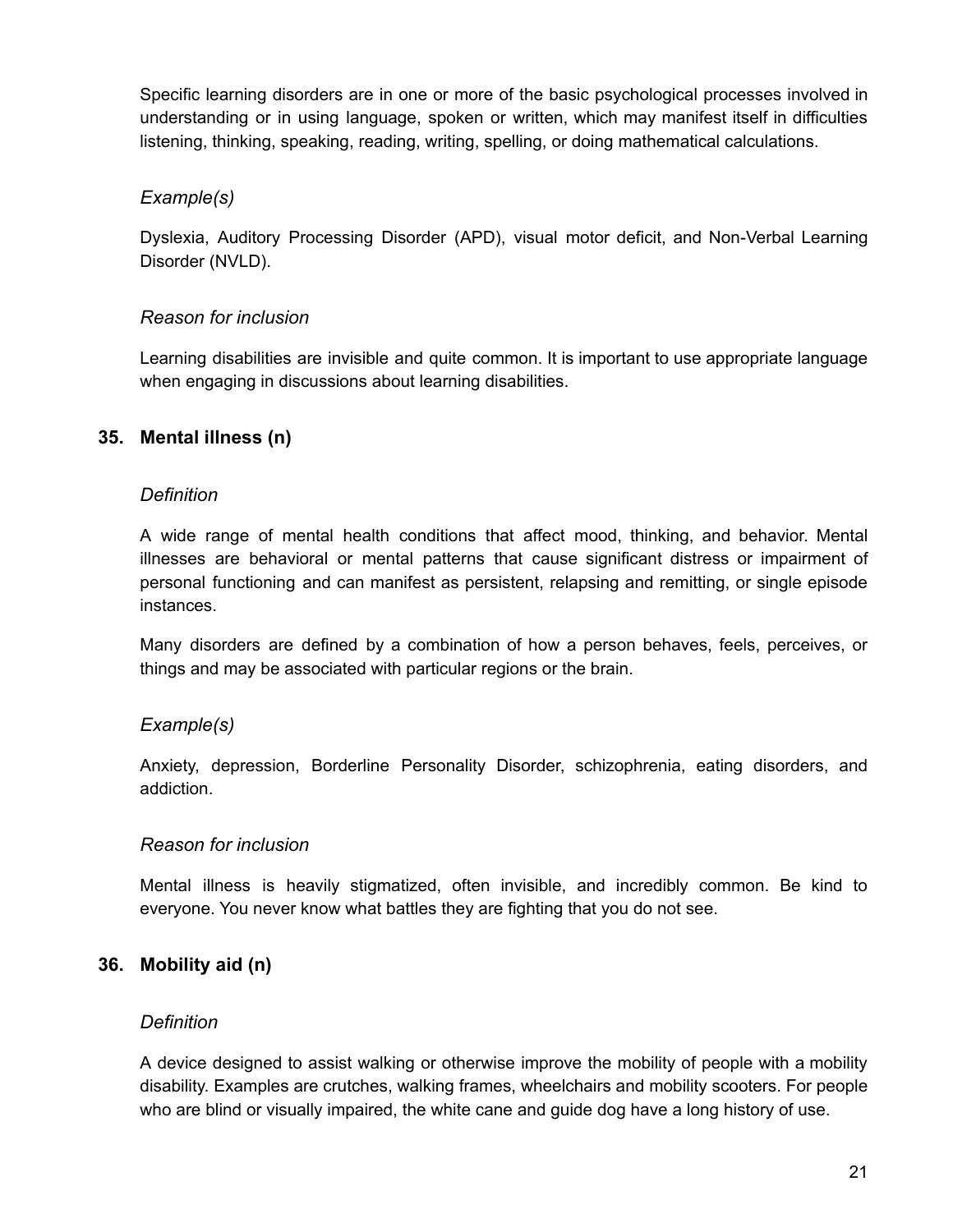Specific learning disorders are in one or more of the basic psychological processes involved in understanding or in using language, spoken or written, which may manifest itself in difficulties listening, thinking, speaking, reading, writing, spelling, or doing mathematical calculations.

*Example(s)*

Dyslexia, Auditory Processing Disorder (APD), visual motor deficit, and Non-Verbal Learning Disorder (NVLD).

*Reason for inclusion*

Learning disabilities are invisible and quite common. It is important to use appropriate language when engaging in discussions about learning disabilities.

### 35. Mental illness (n)

*Definition*

A wide range of mental health conditions that affect mood, thinking, and behavior. Mental illnesses are behavioral or mental patterns that cause significant distress or impairment of personal functioning and can manifest as persistent, relapsing and remitting, or single episode instances.

Many disorders are defined by a combination of how a person behaves, feels, perceives, or things and may be associated with particular regions or the brain.

*Example(s)*

Anxiety, depression, Borderline Personality Disorder, schizophrenia, eating disorders, and addiction.

*Reason for inclusion*

Mental illness is heavily stigmatized, often invisible, and incredibly common. Be kind to everyone. You never know what battles they are fighting that you do not see.

### 36. Mobility aid (n)

*Definition*

A device designed to assist walking or otherwise improve the mobility of people with a mobility disability. Examples are crutches, walking frames, wheelchairs and mobility scooters. For people who are blind or visually impaired, the white cane and guide dog have a long history of use.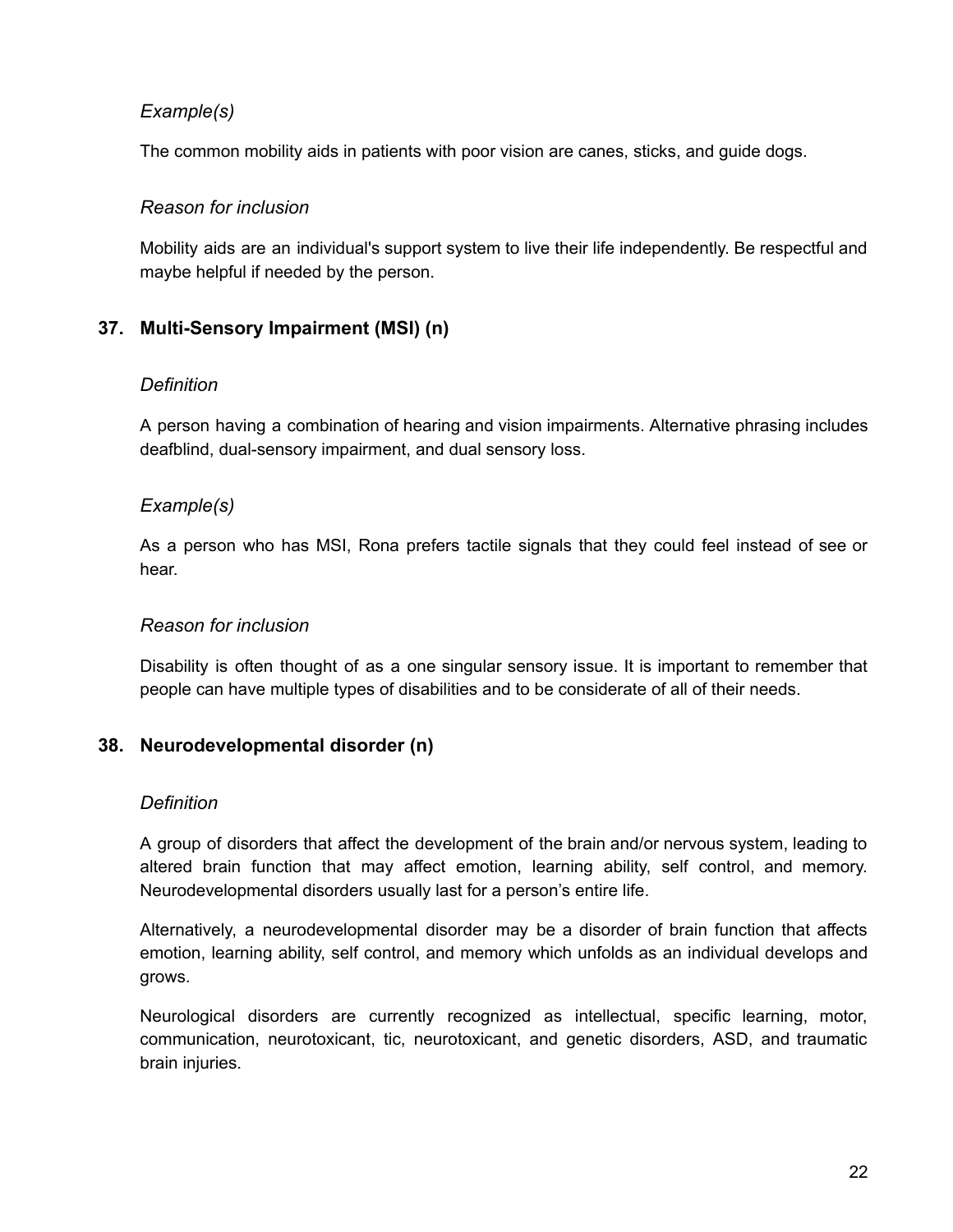*Example(s)*

The common mobility aids in patients with poor vision are canes, sticks, and guide dogs.

*Reason for inclusion*

Mobility aids are an individual's support system to live their life independently. Be respectful and maybe helpful if needed by the person.

### 37. Multi-Sensory Impairment (MSI) (n)

*Definition*

A person having a combination of hearing and vision impairments. Alternative phrasing includes deafblind, dual-sensory impairment, and dual sensory loss.

*Example(s)*

As a person who has MSI, Rona prefers tactile signals that they could feel instead of see or hear.

*Reason for inclusion*

Disability is often thought of as a one singular sensory issue. It is important to remember that people can have multiple types of disabilities and to be considerate of all of their needs.

### 38. Neurodevelopmental disorder (n)

*Definition*

A group of disorders that affect the development of the brain and/or nervous system, leading to altered brain function that may affect emotion, learning ability, self control, and memory. Neurodevelopmental disorders usually last for a person's entire life.

Alternatively, a neurodevelopmental disorder may be a disorder of brain function that affects emotion, learning ability, self control, and memory which unfolds as an individual develops and grows.

Neurological disorders are currently recognized as intellectual, specific learning, motor, communication, neurotoxicant, tic, neurotoxicant, and genetic disorders, ASD, and traumatic brain injuries.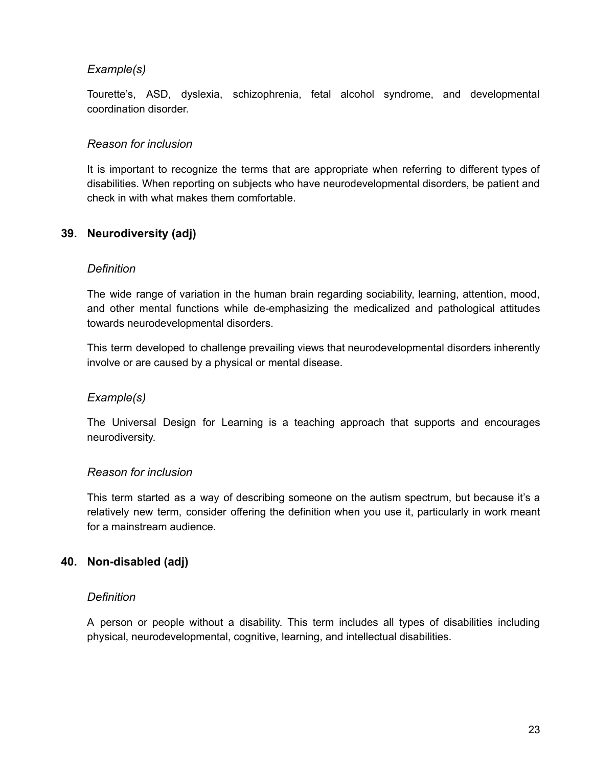*Example(s)*

Tourette's, ASD, dyslexia, schizophrenia, fetal alcohol syndrome, and developmental coordination disorder.

*Reason for inclusion*

It is important to recognize the terms that are appropriate when referring to different types of disabilities. When reporting on subjects who have neurodevelopmental disorders, be patient and check in with what makes them comfortable.

### 39. Neurodiversity (adj)

*Definition*

The wide range of variation in the human brain regarding sociability, learning, attention, mood, and other mental functions while de-emphasizing the medicalized and pathological attitudes towards neurodevelopmental disorders.

This term developed to challenge prevailing views that neurodevelopmental disorders inherently involve or are caused by a physical or mental disease.

*Example(s)*

The Universal Design for Learning is a teaching approach that supports and encourages neurodiversity.

*Reason for inclusion*

This term started as a way of describing someone on the autism spectrum, but because it's a relatively new term, consider offering the definition when you use it, particularly in work meant for a mainstream audience.

### 40. Non-disabled (adj)

*Definition*

A person or people without a disability. This term includes all types of disabilities including physical, neurodevelopmental, cognitive, learning, and intellectual disabilities.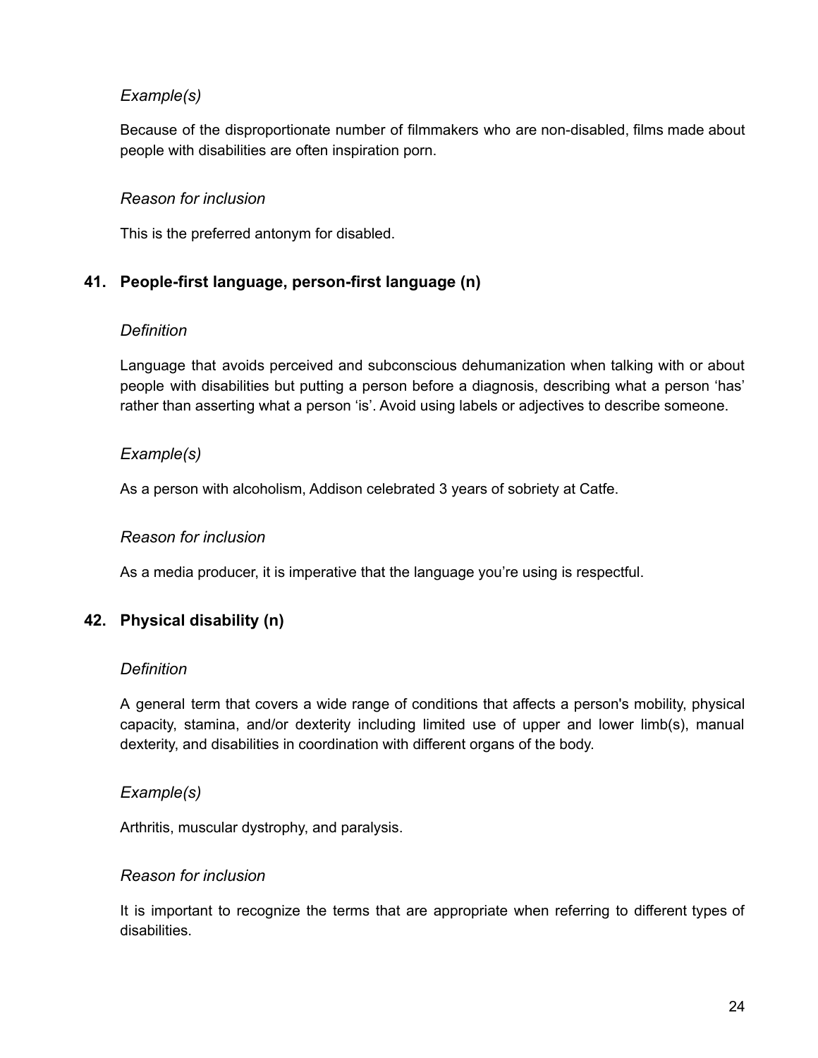*Example(s)*

Because of the disproportionate number of filmmakers who are non-disabled, films made about people with disabilities are often inspiration porn.

*Reason for inclusion*

This is the preferred antonym for disabled.

### 41. People-first language, person-first language (n)

*Definition*

Language that avoids perceived and subconscious dehumanization when talking with or about people with disabilities but putting a person before a diagnosis, describing what a person 'has' rather than asserting what a person 'is'. Avoid using labels or adjectives to describe someone.

*Example(s)*

As a person with alcoholism, Addison celebrated 3 years of sobriety at Catfe.

*Reason for inclusion*

As a media producer, it is imperative that the language you're using is respectful.

### 42. Physical disability (n)

*Definition*

A general term that covers a wide range of conditions that affects a person's mobility, physical capacity, stamina, and/or dexterity including limited use of upper and lower limb(s), manual dexterity, and disabilities in coordination with different organs of the body.

*Example(s)*

Arthritis, muscular dystrophy, and paralysis.

*Reason for inclusion*

It is important to recognize the terms that are appropriate when referring to different types of disabilities.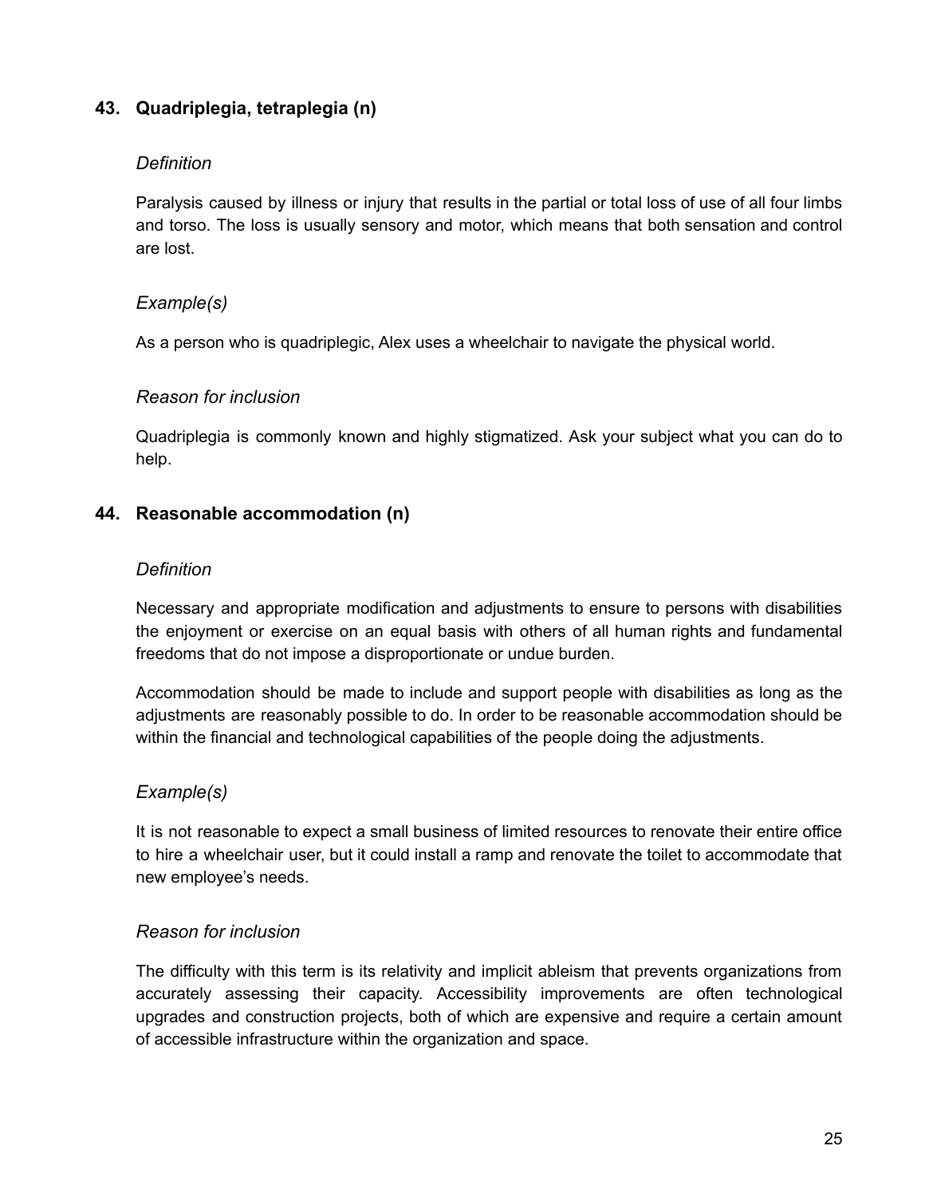### 43. Quadriplegia, tetraplegia (n)

*Definition*

Paralysis caused by illness or injury that results in the partial or total loss of use of all four limbs and torso. The loss is usually sensory and motor, which means that both sensation and control are lost.

*Example(s)*

As a person who is quadriplegic, Alex uses a wheelchair to navigate the physical world.

*Reason for inclusion*

Quadriplegia is commonly known and highly stigmatized. Ask your subject what you can do to help.

### 44. Reasonable accommodation (n)

*Definition*

Necessary and appropriate modification and adjustments to ensure to persons with disabilities the enjoyment or exercise on an equal basis with others of all human rights and fundamental freedoms that do not impose a disproportionate or undue burden.

Accommodation should be made to include and support people with disabilities as long as the adjustments are reasonably possible to do. In order to be reasonable accommodation should be within the financial and technological capabilities of the people doing the adjustments.

*Example(s)*

It is not reasonable to expect a small business of limited resources to renovate their entire office to hire a wheelchair user, but it could install a ramp and renovate the toilet to accommodate that new employee's needs.

*Reason for inclusion*

The difficulty with this term is its relativity and implicit ableism that prevents organizations from accurately assessing their capacity. Accessibility improvements are often technological upgrades and construction projects, both of which are expensive and require a certain amount of accessible infrastructure within the organization and space.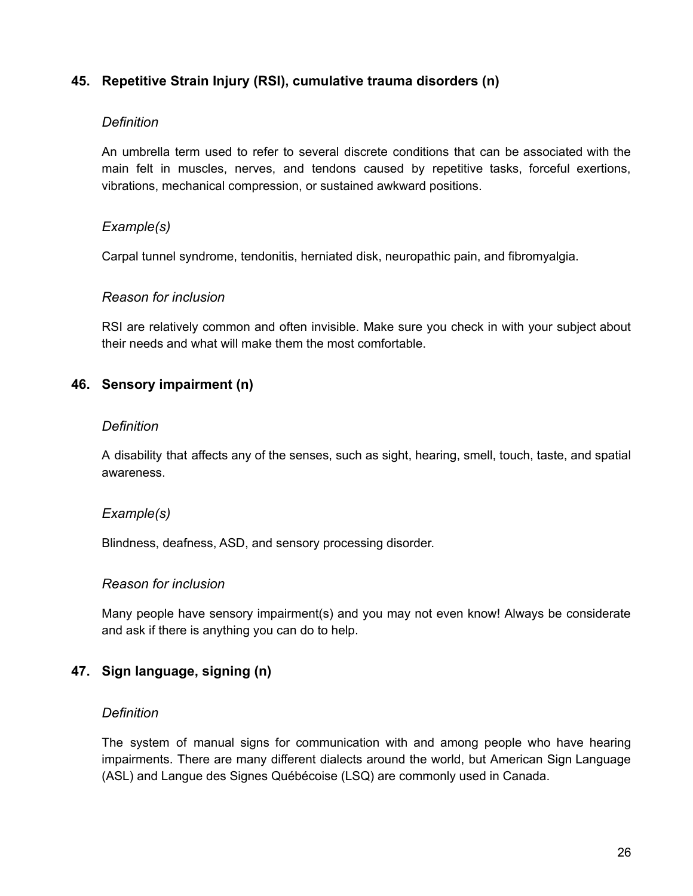### 45. Repetitive Strain Injury (RSI), cumulative trauma disorders (n)

*Definition*

An umbrella term used to refer to several discrete conditions that can be associated with the main felt in muscles, nerves, and tendons caused by repetitive tasks, forceful exertions, vibrations, mechanical compression, or sustained awkward positions.

*Example(s)*

Carpal tunnel syndrome, tendonitis, herniated disk, neuropathic pain, and fibromyalgia.

*Reason for inclusion*

RSI are relatively common and often invisible. Make sure you check in with your subject about their needs and what will make them the most comfortable.

### 46. Sensory impairment (n)

*Definition*

A disability that affects any of the senses, such as sight, hearing, smell, touch, taste, and spatial awareness.

*Example(s)*

Blindness, deafness, ASD, and sensory processing disorder.

*Reason for inclusion*

Many people have sensory impairment(s) and you may not even know! Always be considerate and ask if there is anything you can do to help.

### 47. Sign language, signing (n)

*Definition*

The system of manual signs for communication with and among people who have hearing impairments. There are many different dialects around the world, but American Sign Language (ASL) and Langue des Signes Québécoise (LSQ) are commonly used in Canada.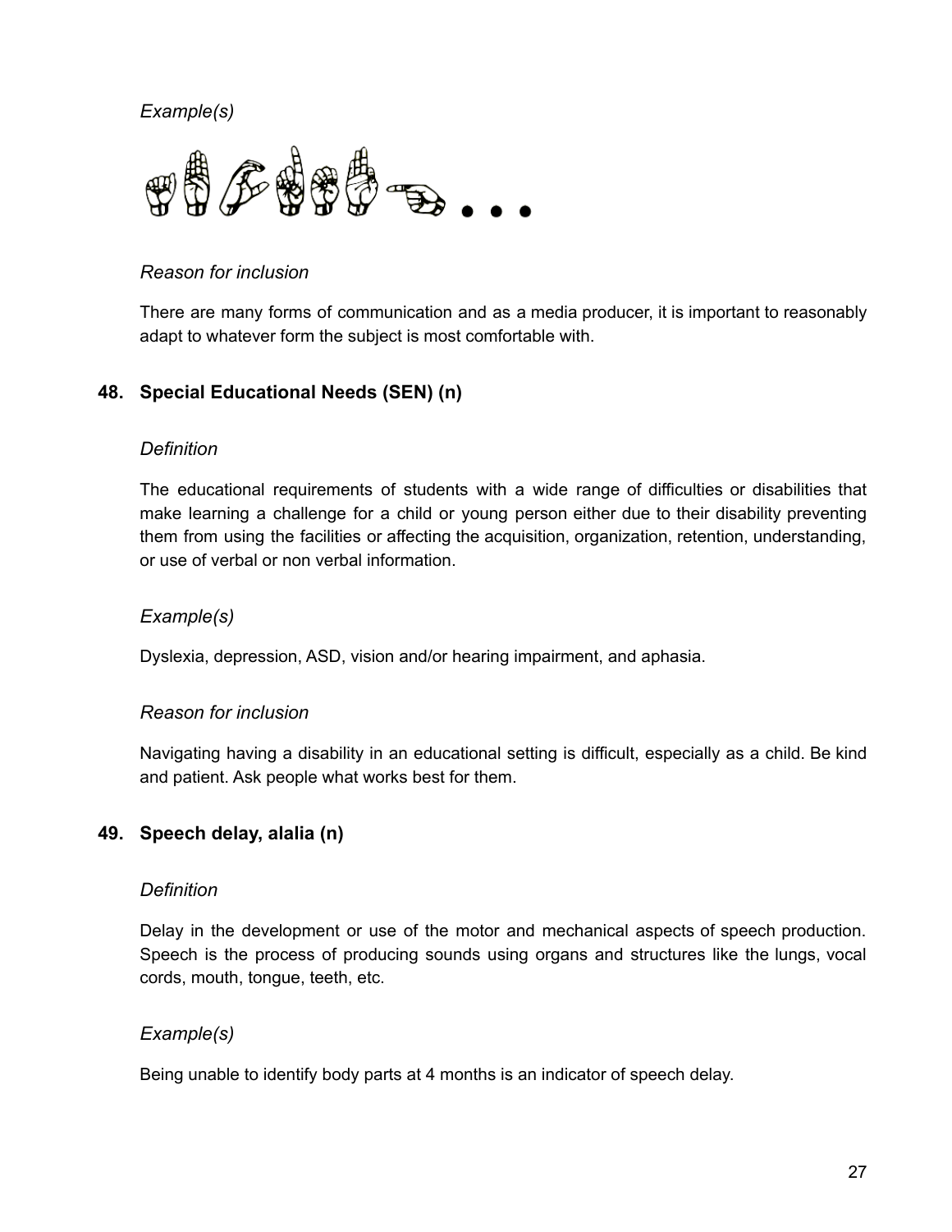*Example(s)*

*Reason for inclusion*

There are many forms of communication and as a media producer, it is important to reasonably adapt to whatever form the subject is most comfortable with.

### 48. Special Educational Needs (SEN) (n)

*Definition*

The educational requirements of students with a wide range of difficulties or disabilities that make learning a challenge for a child or young person either due to their disability preventing them from using the facilities or affecting the acquisition, organization, retention, understanding, or use of verbal or non verbal information.

*Example(s)*

Dyslexia, depression, ASD, vision and/or hearing impairment, and aphasia.

*Reason for inclusion*

Navigating having a disability in an educational setting is difficult, especially as a child. Be kind and patient. Ask people what works best for them.

### 49. Speech delay, alalia (n)

*Definition*

Delay in the development or use of the motor and mechanical aspects of speech production. Speech is the process of producing sounds using organs and structures like the lungs, vocal cords, mouth, tongue, teeth, etc.

*Example(s)*

Being unable to identify body parts at 4 months is an indicator of speech delay.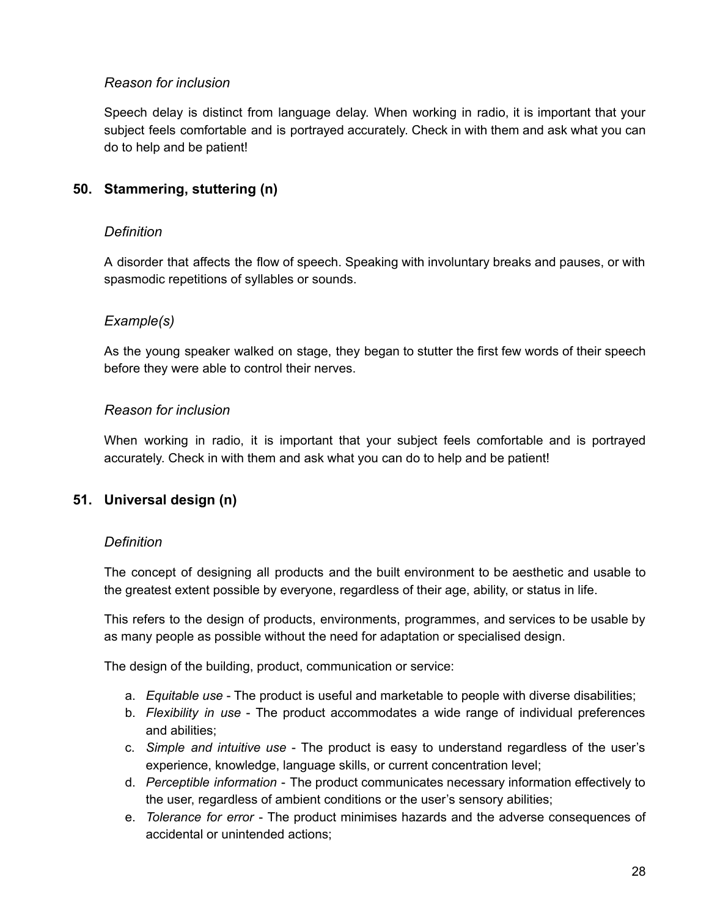*Reason for inclusion*

Speech delay is distinct from language delay. When working in radio, it is important that your subject feels comfortable and is portrayed accurately. Check in with them and ask what you can do to help and be patient!

### 50. Stammering, stuttering (n)

*Definition*

A disorder that affects the flow of speech. Speaking with involuntary breaks and pauses, or with spasmodic repetitions of syllables or sounds.

*Example(s)*

As the young speaker walked on stage, they began to stutter the first few words of their speech before they were able to control their nerves.

*Reason for inclusion*

When working in radio, it is important that your subject feels comfortable and is portrayed accurately. Check in with them and ask what you can do to help and be patient!

### 51. Universal design (n)

*Definition*

The concept of designing all products and the built environment to be aesthetic and usable to the greatest extent possible by everyone, regardless of their age, ability, or status in life.

This refers to the design of products, environments, programmes, and services to be usable by as many people as possible without the need for adaptation or specialised design.

The design of the building, product, communication or service:

a. *Equitable use* - The product is useful and marketable to people with diverse disabilities;
b. *Flexibility in use* - The product accommodates a wide range of individual preferences and abilities;
c. *Simple and intuitive use* - The product is easy to understand regardless of the user's experience, knowledge, language skills, or current concentration level;
d. *Perceptible information* - The product communicates necessary information effectively to the user, regardless of ambient conditions or the user's sensory abilities;
e. *Tolerance for error* - The product minimises hazards and the adverse consequences of accidental or unintended actions;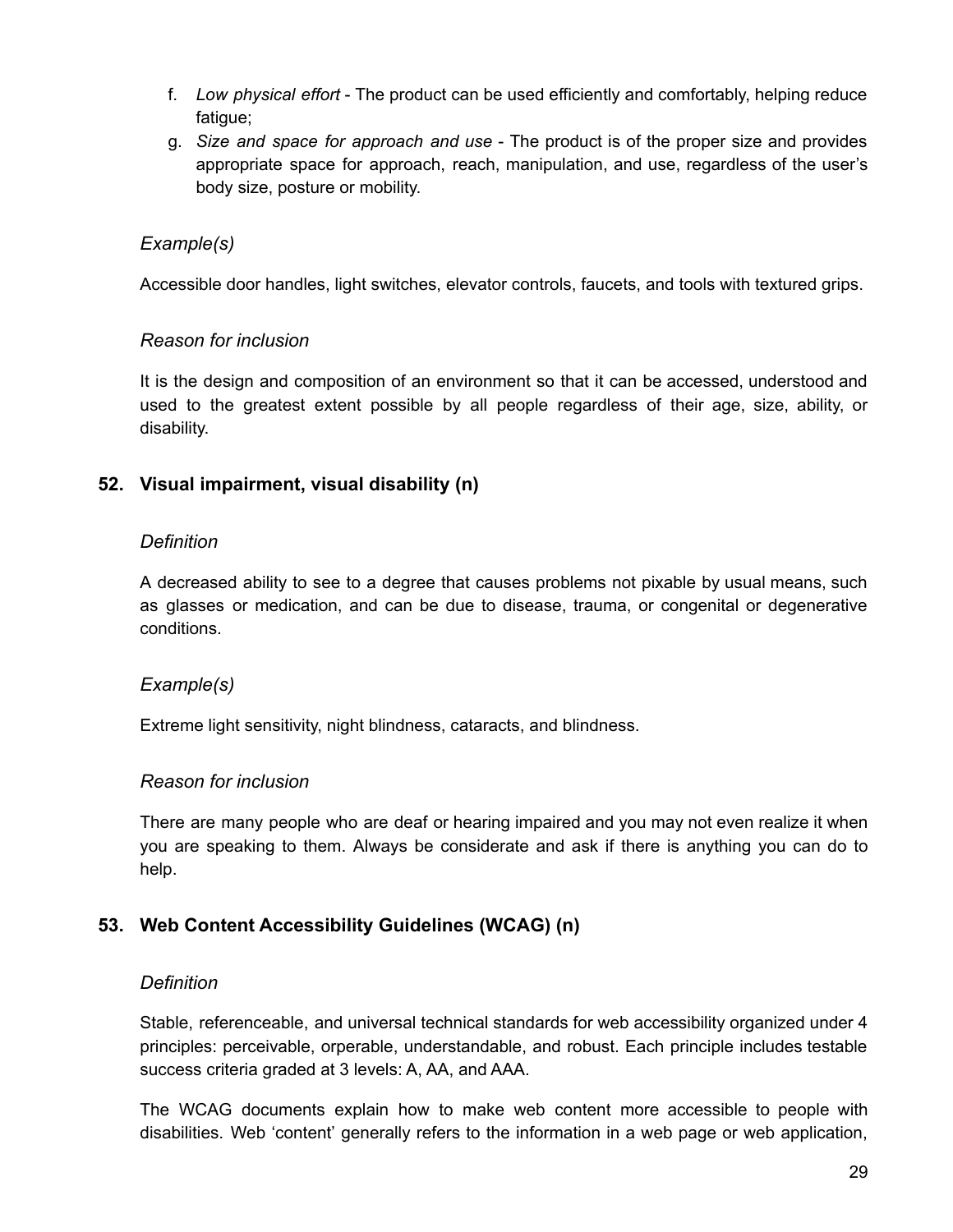f. *Low physical effort* - The product can be used efficiently and comfortably, helping reduce fatigue;
g. *Size and space for approach and use* - The product is of the proper size and provides appropriate space for approach, reach, manipulation, and use, regardless of the user's body size, posture or mobility.

### *Example(s)*

Accessible door handles, light switches, elevator controls, faucets, and tools with textured grips.

### *Reason for inclusion*

It is the design and composition of an environment so that it can be accessed, understood and used to the greatest extent possible by all people regardless of their age, size, ability, or disability.

## **52. Visual impairment, visual disability (n)**

### *Definition*

A decreased ability to see to a degree that causes problems not pixable by usual means, such as glasses or medication, and can be due to disease, trauma, or congenital or degenerative conditions.

### *Example(s)*

Extreme light sensitivity, night blindness, cataracts, and blindness.

### *Reason for inclusion*

There are many people who are deaf or hearing impaired and you may not even realize it when you are speaking to them. Always be considerate and ask if there is anything you can do to help.

## **53. Web Content Accessibility Guidelines (WCAG) (n)**

### *Definition*

Stable, referenceable, and universal technical standards for web accessibility organized under 4 principles: perceivable, orperable, understandable, and robust. Each principle includes testable success criteria graded at 3 levels: A, AA, and AAA.

The WCAG documents explain how to make web content more accessible to people with disabilities. Web 'content' generally refers to the information in a web page or web application,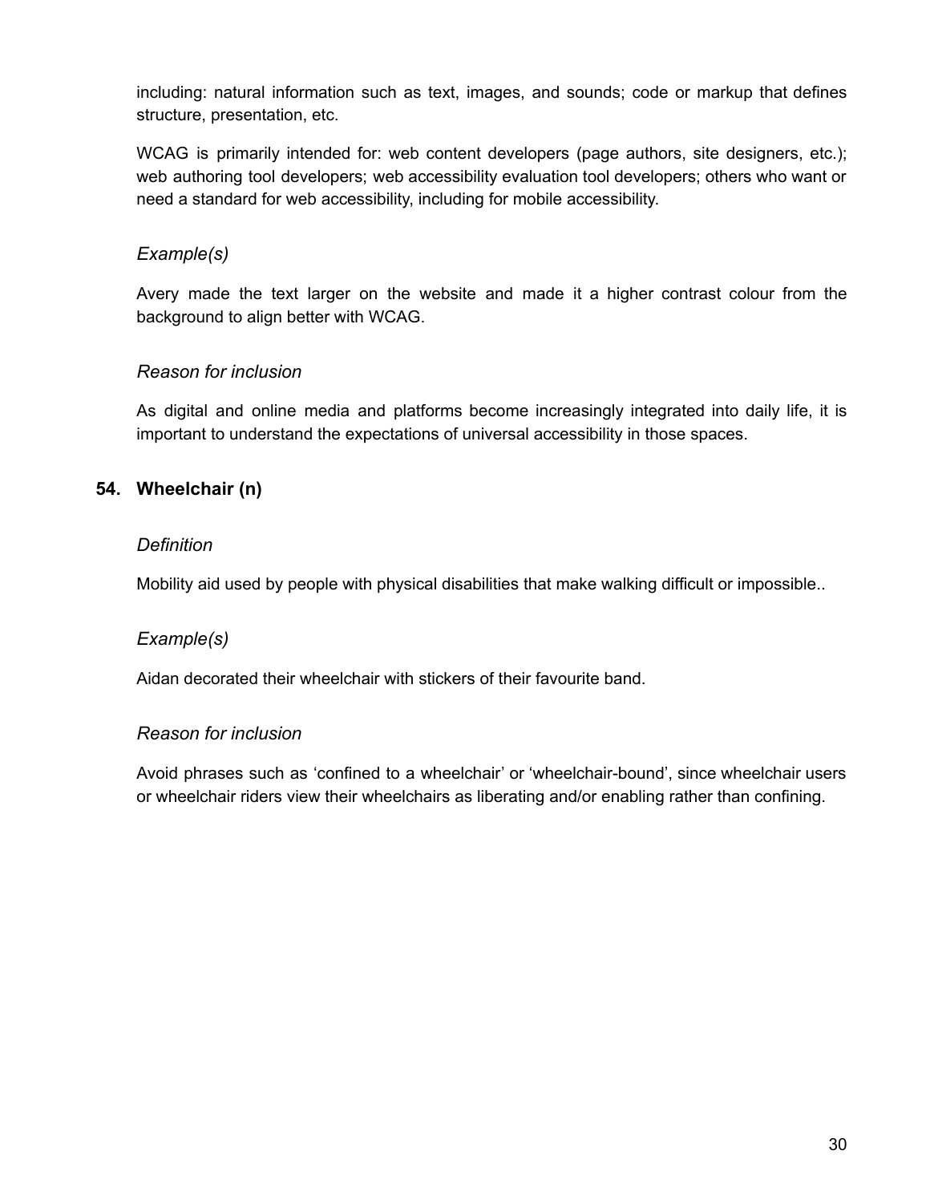including: natural information such as text, images, and sounds; code or markup that defines structure, presentation, etc.

WCAG is primarily intended for: web content developers (page authors, site designers, etc.); web authoring tool developers; web accessibility evaluation tool developers; others who want or need a standard for web accessibility, including for mobile accessibility.

### *Example(s)*

Avery made the text larger on the website and made it a higher contrast colour from the background to align better with WCAG.

### *Reason for inclusion*

As digital and online media and platforms become increasingly integrated into daily life, it is important to understand the expectations of universal accessibility in those spaces.

## 54. Wheelchair (n)

### *Definition*

Mobility aid used by people with physical disabilities that make walking difficult or impossible..

### *Example(s)*

Aidan decorated their wheelchair with stickers of their favourite band.

### *Reason for inclusion*

Avoid phrases such as ‘confined to a wheelchair’ or ‘wheelchair-bound’, since wheelchair users or wheelchair riders view their wheelchairs as liberating and/or enabling rather than confining.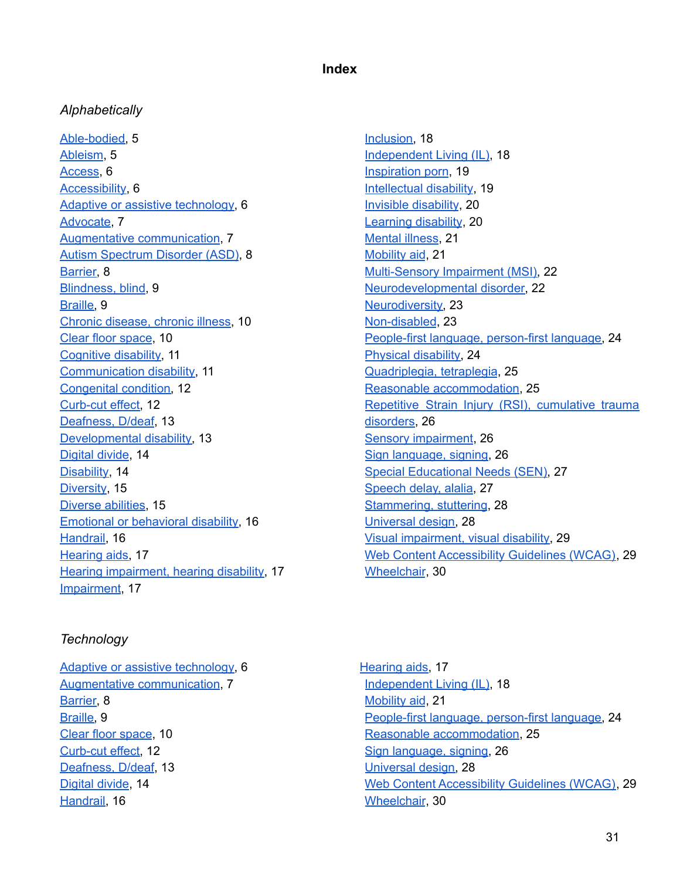# Index

*Alphabetically*

- Able-bodied, 5
- Ableism, 5
- Access, 6
- Accessibility, 6
- Adaptive or assistive technology, 6
- Advocate, 7
- Augmentative communication, 7
- Autism Spectrum Disorder (ASD), 8
- Barrier, 8
- Blindness, blind, 9
- Braille, 9
- Chronic disease, chronic illness, 10
- Clear floor space, 10
- Cognitive disability, 11
- Communication disability, 11
- Congenital condition, 12
- Curb-cut effect, 12
- Deafness, D/deaf, 13
- Developmental disability, 13
- Digital divide, 14
- Disability, 14
- Diversity, 15
- Diverse abilities, 15
- Emotional or behavioral disability, 16
- Handrail, 16
- Hearing aids, 17
- Hearing impairment, hearing disability, 17
- Impairment, 17
- Inclusion, 18
- Independent Living (IL), 18
- Inspiration porn, 19
- Intellectual disability, 19
- Invisible disability, 20
- Learning disability, 20
- Mental illness, 21
- Mobility aid, 21
- Multi-Sensory Impairment (MSI), 22
- Neurodevelopmental disorder, 22
- Neurodiversity, 23
- Non-disabled, 23
- People-first language, person-first language, 24
- Physical disability, 24
- Quadriplegia, tetraplegia, 25
- Reasonable accommodation, 25
- Repetitive Strain Injury (RSI), cumulative trauma disorders, 26
- Sensory impairment, 26
- Sign language, signing, 26
- Special Educational Needs (SEN), 27
- Speech delay, alalia, 27
- Stammering, stuttering, 28
- Universal design, 28
- Visual impairment, visual disability, 29
- Web Content Accessibility Guidelines (WCAG), 29
- Wheelchair, 30

*Technology*

- Adaptive or assistive technology, 6
- Augmentative communication, 7
- Barrier, 8
- Braille, 9
- Clear floor space, 10
- Curb-cut effect, 12
- Deafness, D/deaf, 13
- Digital divide, 14
- Handrail, 16
- Hearing aids, 17
- Independent Living (IL), 18
- Mobility aid, 21
- People-first language, person-first language, 24
- Reasonable accommodation, 25
- Sign language, signing, 26
- Universal design, 28
- Web Content Accessibility Guidelines (WCAG), 29
- Wheelchair, 30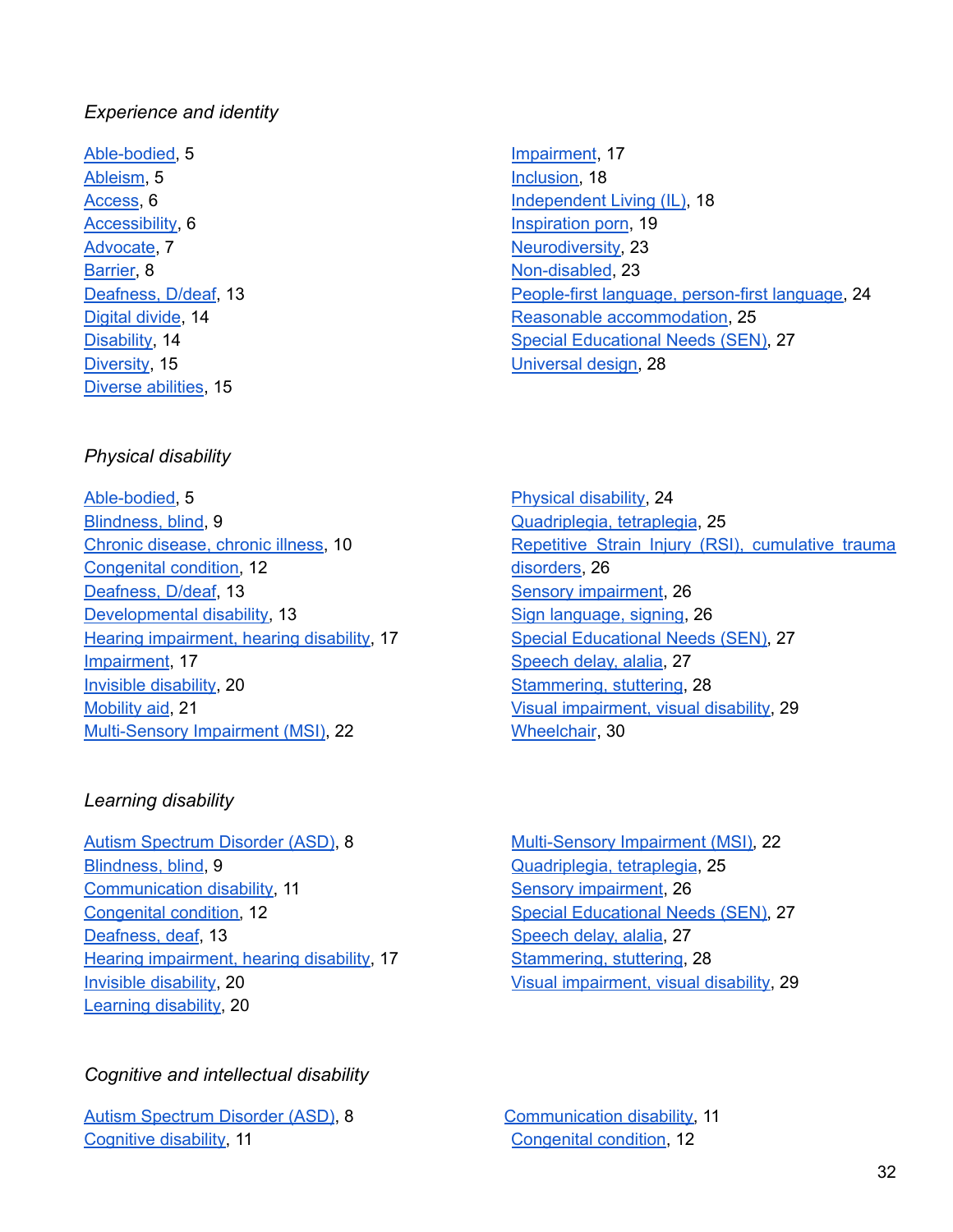*Experience and identity*

Able-bodied, 5
Ableism, 5
Access, 6
Accessibility, 6
Advocate, 7
Barrier, 8
Deafness, D/deaf, 13
Digital divide, 14
Disability, 14
Diversity, 15
Diverse abilities, 15
Impairment, 17
Inclusion, 18
Independent Living (IL), 18
Inspiration porn, 19
Neurodiversity, 23
Non-disabled, 23
People-first language, person-first language, 24
Reasonable accommodation, 25
Special Educational Needs (SEN), 27
Universal design, 28

*Physical disability*

Able-bodied, 5
Blindness, blind, 9
Chronic disease, chronic illness, 10
Congenital condition, 12
Deafness, D/deaf, 13
Developmental disability, 13
Hearing impairment, hearing disability, 17
Impairment, 17
Invisible disability, 20
Mobility aid, 21
Multi-Sensory Impairment (MSI), 22
Physical disability, 24
Quadriplegia, tetraplegia, 25
Repetitive Strain Injury (RSI), cumulative trauma disorders, 26
Sensory impairment, 26
Sign language, signing, 26
Special Educational Needs (SEN), 27
Speech delay, alalia, 27
Stammering, stuttering, 28
Visual impairment, visual disability, 29
Wheelchair, 30

*Learning disability*

Autism Spectrum Disorder (ASD), 8
Blindness, blind, 9
Communication disability, 11
Congenital condition, 12
Deafness, deaf, 13
Hearing impairment, hearing disability, 17
Invisible disability, 20
Learning disability, 20
Multi-Sensory Impairment (MSI), 22
Quadriplegia, tetraplegia, 25
Sensory impairment, 26
Special Educational Needs (SEN), 27
Speech delay, alalia, 27
Stammering, stuttering, 28
Visual impairment, visual disability, 29

*Cognitive and intellectual disability*

Autism Spectrum Disorder (ASD), 8
Cognitive disability, 11
Communication disability, 11
Congenital condition, 12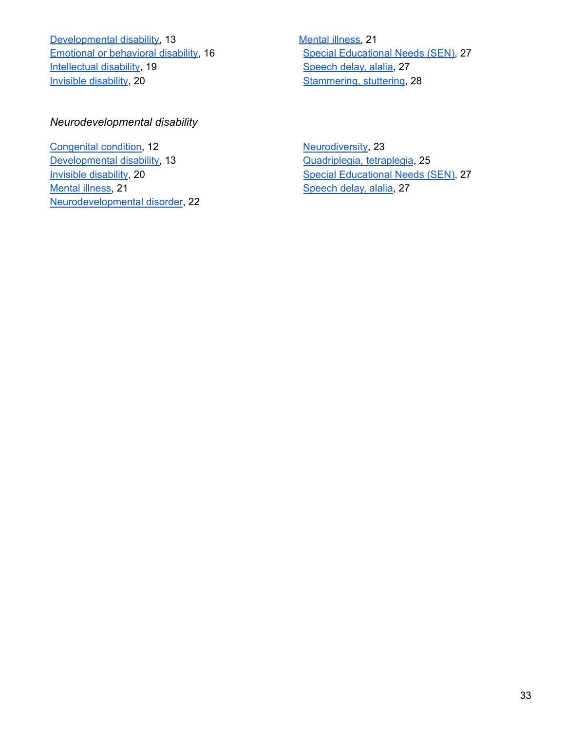Developmental disability, 13
Emotional or behavioral disability, 16
Intellectual disability, 19
Invisible disability, 20
Mental illness, 21
Special Educational Needs (SEN), 27
Speech delay, alalia, 27
Stammering, stuttering, 28

*Neurodevelopmental disability*

Congenital condition, 12
Developmental disability, 13
Invisible disability, 20
Mental illness, 21
Neurodevelopmental disorder, 22
Neurodiversity, 23
Quadriplegia, tetraplegia, 25
Special Educational Needs (SEN), 27
Speech delay, alalia, 27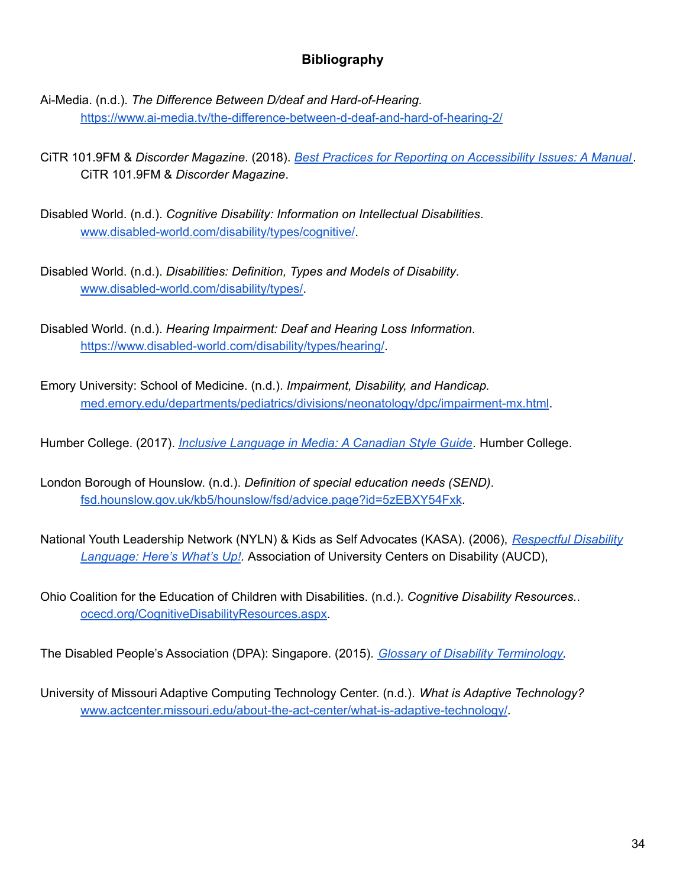## Bibliography

Ai-Media. (n.d.). *The Difference Between D/deaf and Hard-of-Hearing.* https://www.ai-media.tv/the-difference-between-d-deaf-and-hard-of-hearing-2/

CiTR 101.9FM & *Discorder Magazine*. (2018). *Best Practices for Reporting on Accessibility Issues: A Manual*. CiTR 101.9FM & *Discorder Magazine*.

Disabled World. (n.d.). *Cognitive Disability: Information on Intellectual Disabilities*. www.disabled-world.com/disability/types/cognitive/.

Disabled World. (n.d.). *Disabilities: Definition, Types and Models of Disability*. www.disabled-world.com/disability/types/.

Disabled World. (n.d.). *Hearing Impairment: Deaf and Hearing Loss Information*. https://www.disabled-world.com/disability/types/hearing/.

Emory University: School of Medicine. (n.d.). *Impairment, Disability, and Handicap.* med.emory.edu/departments/pediatrics/divisions/neonatology/dpc/impairment-mx.html.

Humber College. (2017). *Inclusive Language in Media: A Canadian Style Guide*. Humber College.

London Borough of Hounslow. (n.d.). *Definition of special education needs (SEND)*. fsd.hounslow.gov.uk/kb5/hounslow/fsd/advice.page?id=5zEBXY54Fxk.

National Youth Leadership Network (NYLN) & Kids as Self Advocates (KASA). (2006), *Respectful Disability Language: Here's What's Up!*. Association of University Centers on Disability (AUCD),

Ohio Coalition for the Education of Children with Disabilities. (n.d.). *Cognitive Disability Resources.*. ocecd.org/CognitiveDisabilityResources.aspx.

The Disabled People's Association (DPA): Singapore. (2015). *Glossary of Disability Terminology.*

University of Missouri Adaptive Computing Technology Center. (n.d.). *What is Adaptive Technology?* www.actcenter.missouri.edu/about-the-act-center/what-is-adaptive-technology/.